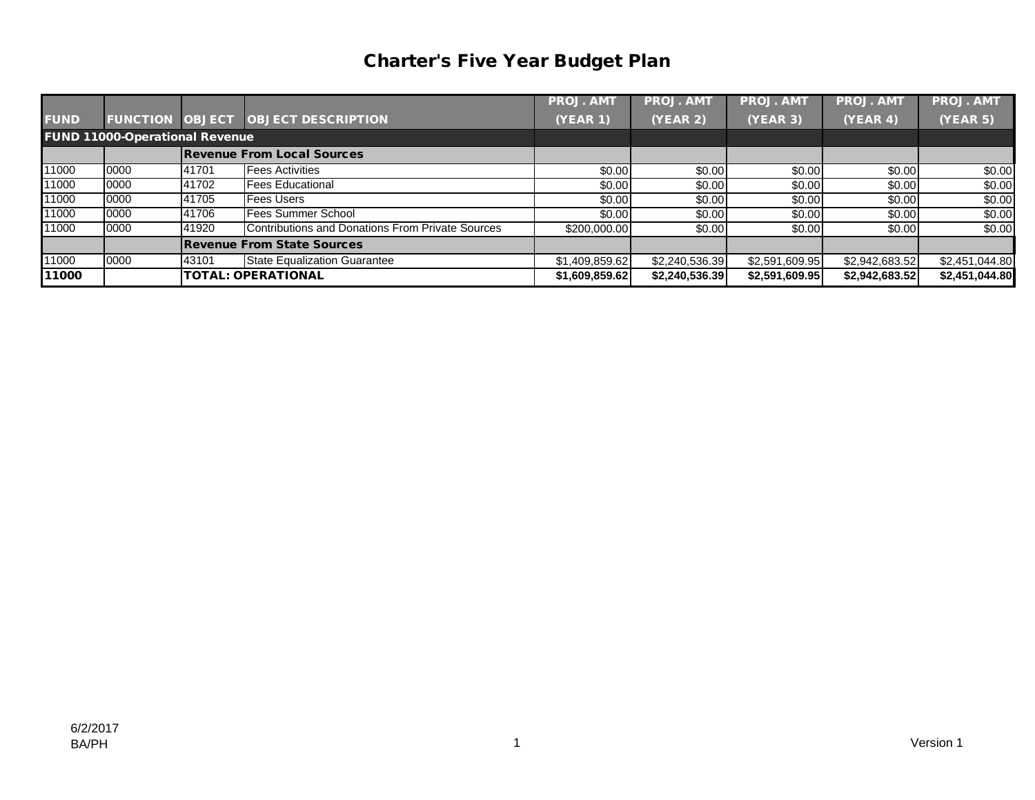# Charter's Five Year Budget Plan

| FUND | FUNCTION | OBJECT | OBJECT DESCRIPTION | PROJ. AMT (YEAR 1) | PROJ. AMT (YEAR 2) | PROJ. AMT (YEAR 3) | PROJ. AMT (YEAR 4) | PROJ. AMT (YEAR 5) |
|---|---|---|---|---|---|---|---|---|
| **FUND 11000-Operational Revenue** | | | | | | | | |
| | | **Revenue From Local Sources** | | | | | | |
| 11000 | 0000 | 41701 | Fees Activities | $0.00 | $0.00 | $0.00 | $0.00 | $0.00 |
| 11000 | 0000 | 41702 | Fees Educational | $0.00 | $0.00 | $0.00 | $0.00 | $0.00 |
| 11000 | 0000 | 41705 | Fees Users | $0.00 | $0.00 | $0.00 | $0.00 | $0.00 |
| 11000 | 0000 | 41706 | Fees Summer School | $0.00 | $0.00 | $0.00 | $0.00 | $0.00 |
| 11000 | 0000 | 41920 | Contributions and Donations From Private Sources | $200,000.00 | $0.00 | $0.00 | $0.00 | $0.00 |
| | | **Revenue From State Sources** | | | | | | |
| 11000 | 0000 | 43101 | State Equalization Guarantee | $1,409,859.62 | $2,240,536.39 | $2,591,609.95 | $2,942,683.52 | $2,451,044.80 |
| **11000** | | **TOTAL: OPERATIONAL** | | **$1,609,859.62** | **$2,240,536.39** | **$2,591,609.95** | **$2,942,683.52** | **$2,451,044.80** |

6/2/2017
BA/PH

Version 1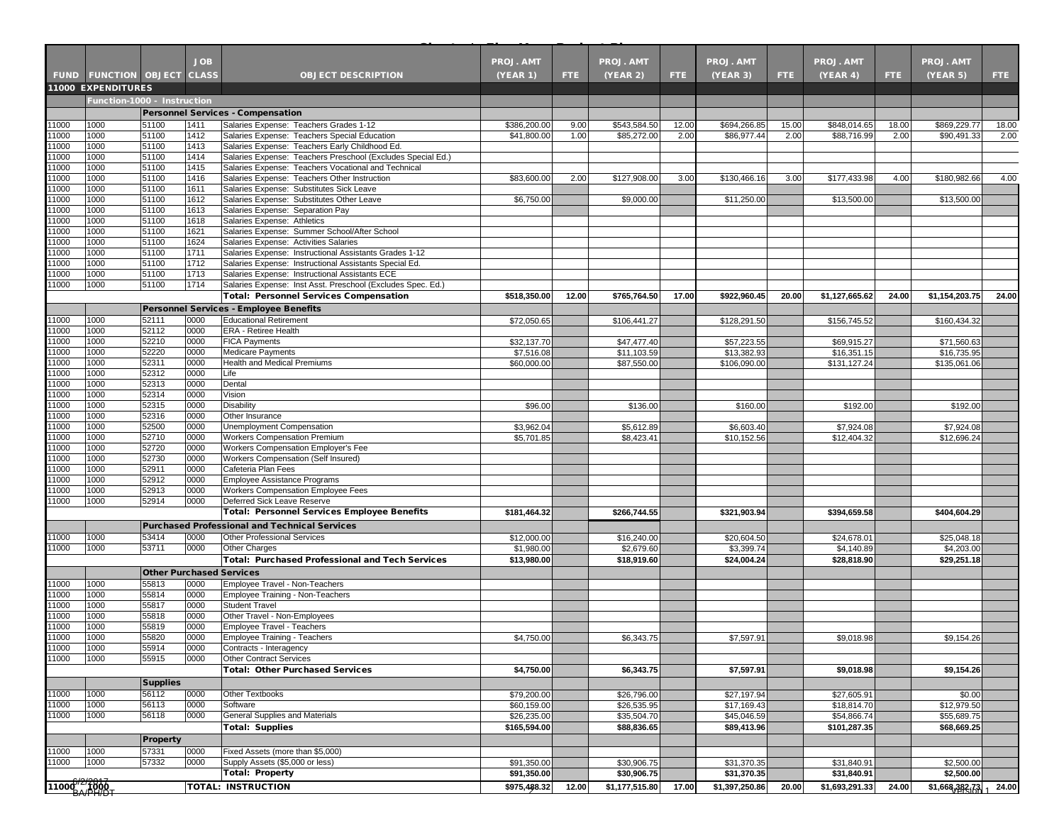| FUND | FUNCTION | OBJECT | JOB CLASS | OBJECT DESCRIPTION | PROJ. AMT (YEAR 1) | FTE | PROJ. AMT (YEAR 2) | FTE | PROJ. AMT (YEAR 3) | FTE | PROJ. AMT (YEAR 4) | FTE | PROJ. AMT (YEAR 5) | FTE |
|---|---|---|---|---|---|---|---|---|---|---|---|---|---|---|
| **11000 EXPENDITURES** | | | | | | | | | | | | | | |
| **Function-1000 - Instruction** | | | | | | | | | | | | | | |
| | | | | **Personnel Services - Compensation** | | | | | | | | | | |
| 11000 | 1000 | 51100 | 1411 | Salaries Expense: Teachers Grades 1-12 | $386,200.00 | 9.00 | $543,584.50 | 12.00 | $694,266.85 | 15.00 | $848,014.65 | 18.00 | $869,229.77 | 18.00 |
| 11000 | 1000 | 51100 | 1412 | Salaries Expense: Teachers Special Education | $41,800.00 | 1.00 | $85,272.00 | 2.00 | $86,977.44 | 2.00 | $88,716.99 | 2.00 | $90,491.33 | 2.00 |
| 11000 | 1000 | 51100 | 1413 | Salaries Expense: Teachers Early Childhood Ed. | | | | | | | | | | |
| 11000 | 1000 | 51100 | 1414 | Salaries Expense: Teachers Preschool (Excludes Special Ed.) | | | | | | | | | | |
| 11000 | 1000 | 51100 | 1415 | Salaries Expense: Teachers Vocational and Technical | | | | | | | | | | |
| 11000 | 1000 | 51100 | 1416 | Salaries Expense: Teachers Other Instruction | $83,600.00 | 2.00 | $127,908.00 | 3.00 | $130,466.16 | 3.00 | $177,433.98 | 4.00 | $180,982.66 | 4.00 |
| 11000 | 1000 | 51100 | 1611 | Salaries Expense: Substitutes Sick Leave | | | | | | | | | | |
| 11000 | 1000 | 51100 | 1612 | Salaries Expense: Substitutes Other Leave | $6,750.00 | | $9,000.00 | | $11,250.00 | | $13,500.00 | | $13,500.00 | |
| 11000 | 1000 | 51100 | 1613 | Salaries Expense: Separation Pay | | | | | | | | | | |
| 11000 | 1000 | 51100 | 1618 | Salaries Expense: Athletics | | | | | | | | | | |
| 11000 | 1000 | 51100 | 1621 | Salaries Expense: Summer School/After School | | | | | | | | | | |
| 11000 | 1000 | 51100 | 1624 | Salaries Expense: Activities Salaries | | | | | | | | | | |
| 11000 | 1000 | 51100 | 1711 | Salaries Expense: Instructional Assistants Grades 1-12 | | | | | | | | | | |
| 11000 | 1000 | 51100 | 1712 | Salaries Expense: Instructional Assistants Special Ed. | | | | | | | | | | |
| 11000 | 1000 | 51100 | 1713 | Salaries Expense: Instructional Assistants ECE | | | | | | | | | | |
| 11000 | 1000 | 51100 | 1714 | Salaries Expense: Inst Asst. Preschool (Excludes Spec. Ed.) | | | | | | | | | | |
| | | | | **Total: Personnel Services Compensation** | **$518,350.00** | **12.00** | **$765,764.50** | **17.00** | **$922,960.45** | **20.00** | **$1,127,665.62** | **24.00** | **$1,154,203.75** | **24.00** |
| | | | | **Personnel Services - Employee Benefits** | | | | | | | | | | |
| 11000 | 1000 | 52111 | 0000 | Educational Retirement | $72,050.65 | | $106,441.27 | | $128,291.50 | | $156,745.52 | | $160,434.32 | |
| 11000 | 1000 | 52112 | 0000 | ERA - Retiree Health | | | | | | | | | | |
| 11000 | 1000 | 52210 | 0000 | FICA Payments | $32,137.70 | | $47,477.40 | | $57,223.55 | | $69,915.27 | | $71,560.63 | |
| 11000 | 1000 | 52220 | 0000 | Medicare Payments | $7,516.08 | | $11,103.59 | | $13,382.93 | | $16,351.15 | | $16,735.95 | |
| 11000 | 1000 | 52311 | 0000 | Health and Medical Premiums | $60,000.00 | | $87,550.00 | | $106,090.00 | | $131,127.24 | | $135,061.06 | |
| 11000 | 1000 | 52312 | 0000 | Life | | | | | | | | | | |
| 11000 | 1000 | 52313 | 0000 | Dental | | | | | | | | | | |
| 11000 | 1000 | 52314 | 0000 | Vision | | | | | | | | | | |
| 11000 | 1000 | 52315 | 0000 | Disability | $96.00 | | $136.00 | | $160.00 | | $192.00 | | $192.00 | |
| 11000 | 1000 | 52316 | 0000 | Other Insurance | | | | | | | | | | |
| 11000 | 1000 | 52500 | 0000 | Unemployment Compensation | $3,962.04 | | $5,612.89 | | $6,603.40 | | $7,924.08 | | $7,924.08 | |
| 11000 | 1000 | 52710 | 0000 | Workers Compensation Premium | $5,701.85 | | $8,423.41 | | $10,152.56 | | $12,404.32 | | $12,696.24 | |
| 11000 | 1000 | 52720 | 0000 | Workers Compensation Employer's Fee | | | | | | | | | | |
| 11000 | 1000 | 52730 | 0000 | Workers Compensation (Self Insured) | | | | | | | | | | |
| 11000 | 1000 | 52911 | 0000 | Cafeteria Plan Fees | | | | | | | | | | |
| 11000 | 1000 | 52912 | 0000 | Employee Assistance Programs | | | | | | | | | | |
| 11000 | 1000 | 52913 | 0000 | Workers Compensation Employee Fees | | | | | | | | | | |
| 11000 | 1000 | 52914 | 0000 | Deferred Sick Leave Reserve | | | | | | | | | | |
| | | | | **Total: Personnel Services Employee Benefits** | **$181,464.32** | | **$266,744.55** | | **$321,903.94** | | **$394,659.58** | | **$404,604.29** | |
| | | | | **Purchased Professional and Technical Services** | | | | | | | | | | |
| 11000 | 1000 | 53414 | 0000 | Other Professional Services | $12,000.00 | | $16,240.00 | | $20,604.50 | | $24,678.01 | | $25,048.18 | |
| 11000 | 1000 | 53711 | 0000 | Other Charges | $1,980.00 | | $2,679.60 | | $3,399.74 | | $4,140.89 | | $4,203.00 | |
| | | | | **Total: Purchased Professional and Tech Services** | **$13,980.00** | | **$18,919.60** | | **$24,004.24** | | **$28,818.90** | | **$29,251.18** | |
| | | | | **Other Purchased Services** | | | | | | | | | | |
| 11000 | 1000 | 55813 | 0000 | Employee Travel - Non-Teachers | | | | | | | | | | |
| 11000 | 1000 | 55814 | 0000 | Employee Training - Non-Teachers | | | | | | | | | | |
| 11000 | 1000 | 55817 | 0000 | Student Travel | | | | | | | | | | |
| 11000 | 1000 | 55818 | 0000 | Other Travel - Non-Employees | | | | | | | | | | |
| 11000 | 1000 | 55819 | 0000 | Employee Travel - Teachers | | | | | | | | | | |
| 11000 | 1000 | 55820 | 0000 | Employee Training - Teachers | $4,750.00 | | $6,343.75 | | $7,597.91 | | $9,018.98 | | $9,154.26 | |
| 11000 | 1000 | 55914 | 0000 | Contracts - Interagency | | | | | | | | | | |
| 11000 | 1000 | 55915 | 0000 | Other Contract Services | | | | | | | | | | |
| | | | | **Total: Other Purchased Services** | **$4,750.00** | | **$6,343.75** | | **$7,597.91** | | **$9,018.98** | | **$9,154.26** | |
| | | | | **Supplies** | | | | | | | | | | |
| 11000 | 1000 | 56112 | 0000 | Other Textbooks | $79,200.00 | | $26,796.00 | | $27,197.94 | | $27,605.91 | | $0.00 | |
| 11000 | 1000 | 56113 | 0000 | Software | $60,159.00 | | $26,535.95 | | $17,169.43 | | $18,814.70 | | $12,979.50 | |
| 11000 | 1000 | 56118 | 0000 | General Supplies and Materials | $26,235.00 | | $35,504.70 | | $45,046.59 | | $54,866.74 | | $55,689.75 | |
| | | | | **Total: Supplies** | **$165,594.00** | | **$88,836.65** | | **$89,413.96** | | **$101,287.35** | | **$68,669.25** | |
| | | | | **Property** | | | | | | | | | | |
| 11000 | 1000 | 57331 | 0000 | Fixed Assets (more than $5,000) | | | | | | | | | | |
| 11000 | 1000 | 57332 | 0000 | Supply Assets ($5,000 or less) | $91,350.00 | | $30,906.75 | | $31,370.35 | | $31,840.91 | | $2,500.00 | |
| | | | | **Total: Property** | **$91,350.00** | | **$30,906.75** | | **$31,370.35** | | **$31,840.91** | | **$2,500.00** | |
| **11000** | **1000** | | | **TOTAL: INSTRUCTION** | **$975,488.32** | **12.00** | **$1,177,515.80** | **17.00** | **$1,397,250.86** | **20.00** | **$1,693,291.33** | **24.00** | **$1,668,382.73** | **24.00** |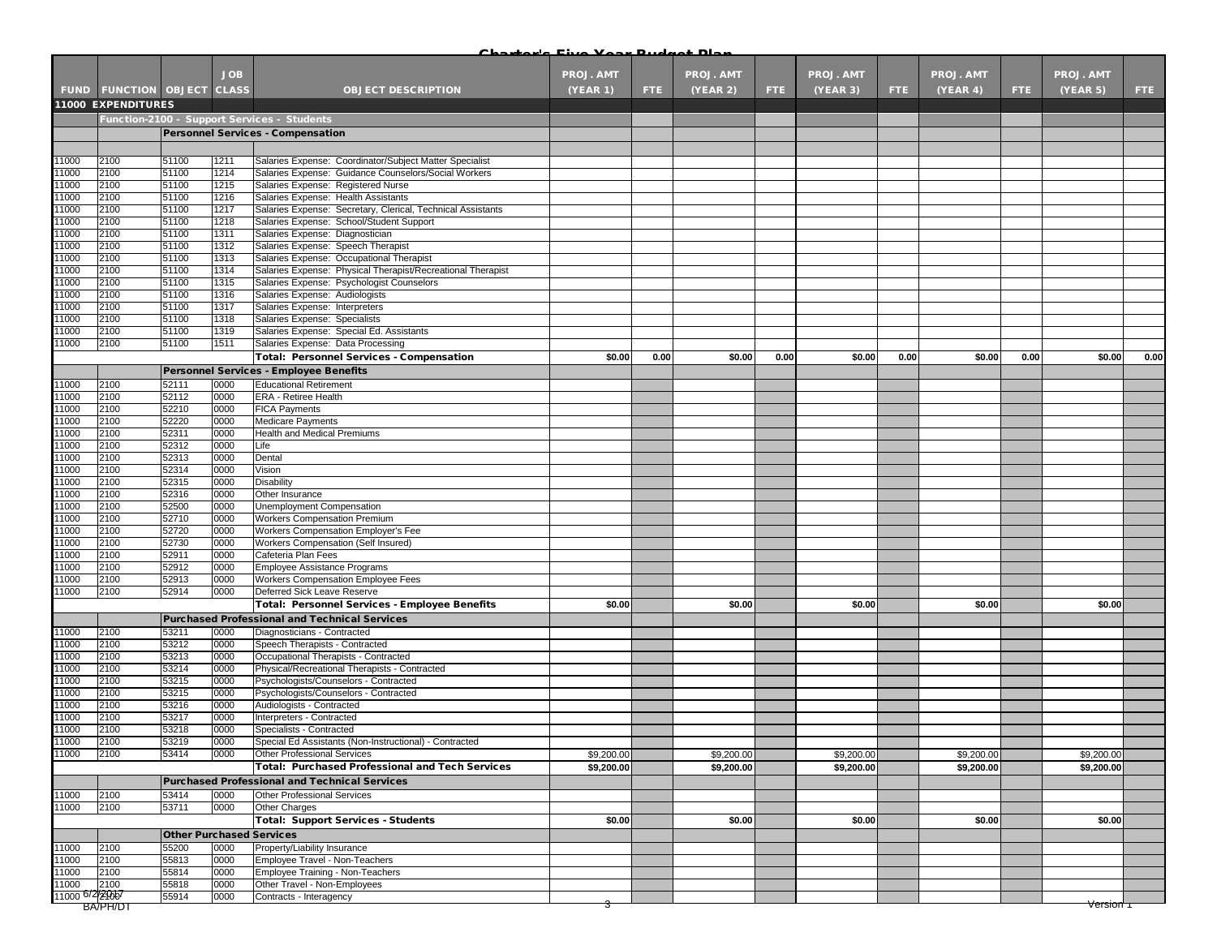## Charter's Five Year Budget Plan

| FUND | FUNCTION | OBJECT | JOB CLASS | OBJECT DESCRIPTION | PROJ. AMT (YEAR 1) | FTE | PROJ. AMT (YEAR 2) | FTE | PROJ. AMT (YEAR 3) | FTE | PROJ. AMT (YEAR 4) | FTE | PROJ. AMT (YEAR 5) | FTE |
|---|---|---|---|---|---|---|---|---|---|---|---|---|---|---|
| **11000 EXPENDITURES** | | | | | | | | | | | | | | |
| | **Function-2100 - Support Services - Students** | | | | | | | | | | | | | |
| | | **Personnel Services - Compensation** | | | | | | | | | | | | |
| 11000 | 2100 | 51100 | 1211 | Salaries Expense: Coordinator/Subject Matter Specialist | | | | | | | | | | |
| 11000 | 2100 | 51100 | 1214 | Salaries Expense: Guidance Counselors/Social Workers | | | | | | | | | | |
| 11000 | 2100 | 51100 | 1215 | Salaries Expense: Registered Nurse | | | | | | | | | | |
| 11000 | 2100 | 51100 | 1216 | Salaries Expense: Health Assistants | | | | | | | | | | |
| 11000 | 2100 | 51100 | 1217 | Salaries Expense: Secretary, Clerical, Technical Assistants | | | | | | | | | | |
| 11000 | 2100 | 51100 | 1218 | Salaries Expense: School/Student Support | | | | | | | | | | |
| 11000 | 2100 | 51100 | 1311 | Salaries Expense: Diagnostician | | | | | | | | | | |
| 11000 | 2100 | 51100 | 1312 | Salaries Expense: Speech Therapist | | | | | | | | | | |
| 11000 | 2100 | 51100 | 1313 | Salaries Expense: Occupational Therapist | | | | | | | | | | |
| 11000 | 2100 | 51100 | 1314 | Salaries Expense: Physical Therapist/Recreational Therapist | | | | | | | | | | |
| 11000 | 2100 | 51100 | 1315 | Salaries Expense: Psychologist Counselors | | | | | | | | | | |
| 11000 | 2100 | 51100 | 1316 | Salaries Expense: Audiologists | | | | | | | | | | |
| 11000 | 2100 | 51100 | 1317 | Salaries Expense: Interpreters | | | | | | | | | | |
| 11000 | 2100 | 51100 | 1318 | Salaries Expense: Specialists | | | | | | | | | | |
| 11000 | 2100 | 51100 | 1319 | Salaries Expense: Special Ed. Assistants | | | | | | | | | | |
| 11000 | 2100 | 51100 | 1511 | Salaries Expense: Data Processing | | | | | | | | | | |
| | | | | **Total: Personnel Services - Compensation** | **$0.00** | **0.00** | **$0.00** | **0.00** | **$0.00** | **0.00** | **$0.00** | **0.00** | **$0.00** | **0.00** |
| | | **Personnel Services - Employee Benefits** | | | | | | | | | | | | |
| 11000 | 2100 | 52111 | 0000 | Educational Retirement | | | | | | | | | | |
| 11000 | 2100 | 52112 | 0000 | ERA - Retiree Health | | | | | | | | | | |
| 11000 | 2100 | 52210 | 0000 | FICA Payments | | | | | | | | | | |
| 11000 | 2100 | 52220 | 0000 | Medicare Payments | | | | | | | | | | |
| 11000 | 2100 | 52311 | 0000 | Health and Medical Premiums | | | | | | | | | | |
| 11000 | 2100 | 52312 | 0000 | Life | | | | | | | | | | |
| 11000 | 2100 | 52313 | 0000 | Dental | | | | | | | | | | |
| 11000 | 2100 | 52314 | 0000 | Vision | | | | | | | | | | |
| 11000 | 2100 | 52315 | 0000 | Disability | | | | | | | | | | |
| 11000 | 2100 | 52316 | 0000 | Other Insurance | | | | | | | | | | |
| 11000 | 2100 | 52500 | 0000 | Unemployment Compensation | | | | | | | | | | |
| 11000 | 2100 | 52710 | 0000 | Workers Compensation Premium | | | | | | | | | | |
| 11000 | 2100 | 52720 | 0000 | Workers Compensation Employer's Fee | | | | | | | | | | |
| 11000 | 2100 | 52730 | 0000 | Workers Compensation (Self Insured) | | | | | | | | | | |
| 11000 | 2100 | 52911 | 0000 | Cafeteria Plan Fees | | | | | | | | | | |
| 11000 | 2100 | 52912 | 0000 | Employee Assistance Programs | | | | | | | | | | |
| 11000 | 2100 | 52913 | 0000 | Workers Compensation Employee Fees | | | | | | | | | | |
| 11000 | 2100 | 52914 | 0000 | Deferred Sick Leave Reserve | | | | | | | | | | |
| | | | | **Total: Personnel Services - Employee Benefits** | **$0.00** | | **$0.00** | | **$0.00** | | **$0.00** | | **$0.00** | |
| | | **Purchased Professional and Technical Services** | | | | | | | | | | | | |
| 11000 | 2100 | 53211 | 0000 | Diagnosticians - Contracted | | | | | | | | | | |
| 11000 | 2100 | 53212 | 0000 | Speech Therapists - Contracted | | | | | | | | | | |
| 11000 | 2100 | 53213 | 0000 | Occupational Therapists - Contracted | | | | | | | | | | |
| 11000 | 2100 | 53214 | 0000 | Physical/Recreational Therapists - Contracted | | | | | | | | | | |
| 11000 | 2100 | 53215 | 0000 | Psychologists/Counselors - Contracted | | | | | | | | | | |
| 11000 | 2100 | 53215 | 0000 | Psychologists/Counselors - Contracted | | | | | | | | | | |
| 11000 | 2100 | 53216 | 0000 | Audiologists - Contracted | | | | | | | | | | |
| 11000 | 2100 | 53217 | 0000 | Interpreters - Contracted | | | | | | | | | | |
| 11000 | 2100 | 53218 | 0000 | Specialists - Contracted | | | | | | | | | | |
| 11000 | 2100 | 53219 | 0000 | Special Ed Assistants (Non-Instructional) - Contracted | | | | | | | | | | |
| 11000 | 2100 | 53414 | 0000 | Other Professional Services | $9,200.00 | | $9,200.00 | | $9,200.00 | | $9,200.00 | | $9,200.00 | |
| | | | | **Total: Purchased Professional and Tech Services** | **$9,200.00** | | **$9,200.00** | | **$9,200.00** | | **$9,200.00** | | **$9,200.00** | |
| | | **Purchased Professional and Technical Services** | | | | | | | | | | | | |
| 11000 | 2100 | 53414 | 0000 | Other Professional Services | | | | | | | | | | |
| 11000 | 2100 | 53711 | 0000 | Other Charges | | | | | | | | | | |
| | | | | **Total: Support Services - Students** | **$0.00** | | **$0.00** | | **$0.00** | | **$0.00** | | **$0.00** | |
| | | **Other Purchased Services** | | | | | | | | | | | | |
| 11000 | 2100 | 55200 | 0000 | Property/Liability Insurance | | | | | | | | | | |
| 11000 | 2100 | 55813 | 0000 | Employee Travel - Non-Teachers | | | | | | | | | | |
| 11000 | 2100 | 55814 | 0000 | Employee Training - Non-Teachers | | | | | | | | | | |
| 11000 | 2100 | 55818 | 0000 | Other Travel - Non-Employees | | | | | | | | | | |
| 11000 | 2100 | 55914 | 0000 | Contracts - Interagency | | | | | | | | | | |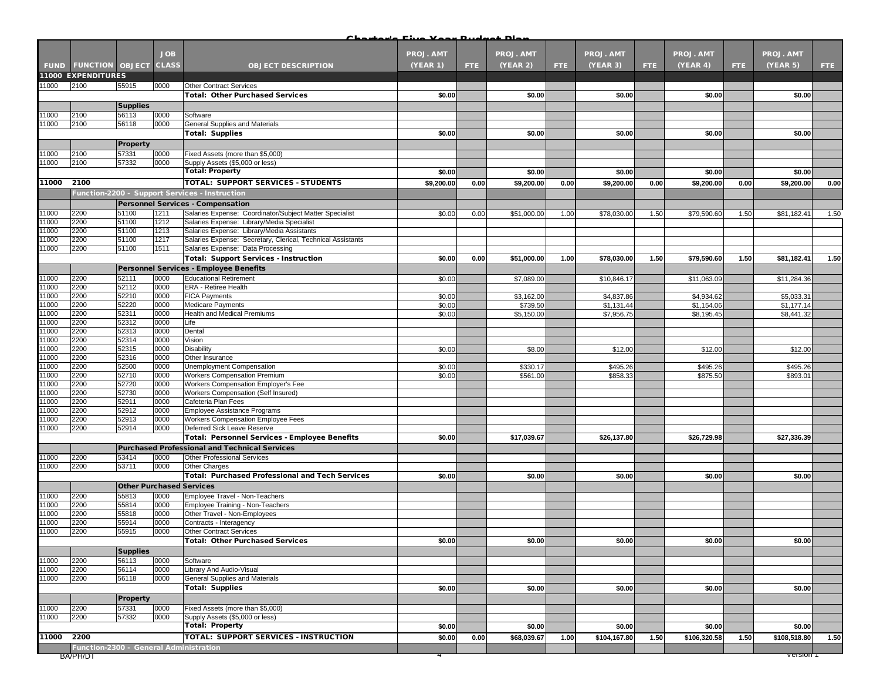## Charter's Five Year Budget Plan

| FUND | FUNCTION | OBJECT | JOB CLASS | OBJECT DESCRIPTION | PROJ. AMT (YEAR 1) | FTE | PROJ. AMT (YEAR 2) | FTE | PROJ. AMT (YEAR 3) | FTE | PROJ. AMT (YEAR 4) | FTE | PROJ. AMT (YEAR 5) | FTE |
|---|---|---|---|---|---|---|---|---|---|---|---|---|---|---|
| **11000 EXPENDITURES** | | | | | | | | | | | | | | |
| 11000 | 2100 | 55915 | 0000 | Other Contract Services | | | | | | | | | | |
| | | | | **Total: Other Purchased Services** | **$0.00** | | **$0.00** | | **$0.00** | | **$0.00** | | **$0.00** | |
| | | **Supplies** | | | | | | | | | | | | |
| 11000 | 2100 | 56113 | 0000 | Software | | | | | | | | | | |
| 11000 | 2100 | 56118 | 0000 | General Supplies and Materials | | | | | | | | | | |
| | | | | **Total: Supplies** | **$0.00** | | **$0.00** | | **$0.00** | | **$0.00** | | **$0.00** | |
| | | **Property** | | | | | | | | | | | | |
| 11000 | 2100 | 57331 | 0000 | Fixed Assets (more than $5,000) | | | | | | | | | | |
| 11000 | 2100 | 57332 | 0000 | Supply Assets ($5,000 or less) | | | | | | | | | | |
| | | | | **Total: Property** | **$0.00** | | **$0.00** | | **$0.00** | | **$0.00** | | **$0.00** | |
| **11000** | **2100** | | | **TOTAL: SUPPORT SERVICES - STUDENTS** | **$9,200.00** | **0.00** | **$9,200.00** | **0.00** | **$9,200.00** | **0.00** | **$9,200.00** | **0.00** | **$9,200.00** | **0.00** |
| | **Function-2200 - Support Services - Instruction** | | | | | | | | | | | | | |
| | | **Personnel Services - Compensation** | | | | | | | | | | | | |
| 11000 | 2200 | 51100 | 1211 | Salaries Expense: Coordinator/Subject Matter Specialist | $0.00 | 0.00 | $51,000.00 | 1.00 | $78,030.00 | 1.50 | $79,590.60 | 1.50 | $81,182.41 | 1.50 |
| 11000 | 2200 | 51100 | 1212 | Salaries Expense: Library/Media Specialist | | | | | | | | | | |
| 11000 | 2200 | 51100 | 1213 | Salaries Expense: Library/Media Assistants | | | | | | | | | | |
| 11000 | 2200 | 51100 | 1217 | Salaries Expense: Secretary, Clerical, Technical Assistants | | | | | | | | | | |
| 11000 | 2200 | 51100 | 1511 | Salaries Expense: Data Processing | | | | | | | | | | |
| | | | | **Total: Support Services - Instruction** | **$0.00** | **0.00** | **$51,000.00** | **1.00** | **$78,030.00** | **1.50** | **$79,590.60** | **1.50** | **$81,182.41** | **1.50** |
| | | **Personnel Services - Employee Benefits** | | | | | | | | | | | | |
| 11000 | 2200 | 52111 | 0000 | Educational Retirement | $0.00 | | $7,089.00 | | $10,846.17 | | $11,063.09 | | $11,284.36 | |
| 11000 | 2200 | 52112 | 0000 | ERA - Retiree Health | | | | | | | | | | |
| 11000 | 2200 | 52210 | 0000 | FICA Payments | $0.00 | | $3,162.00 | | $4,837.86 | | $4,934.62 | | $5,033.31 | |
| 11000 | 2200 | 52220 | 0000 | Medicare Payments | $0.00 | | $739.50 | | $1,131.44 | | $1,154.06 | | $1,177.14 | |
| 11000 | 2200 | 52311 | 0000 | Health and Medical Premiums | $0.00 | | $5,150.00 | | $7,956.75 | | $8,195.45 | | $8,441.32 | |
| 11000 | 2200 | 52312 | 0000 | Life | | | | | | | | | | |
| 11000 | 2200 | 52313 | 0000 | Dental | | | | | | | | | | |
| 11000 | 2200 | 52314 | 0000 | Vision | | | | | | | | | | |
| 11000 | 2200 | 52315 | 0000 | Disability | $0.00 | | $8.00 | | $12.00 | | $12.00 | | $12.00 | |
| 11000 | 2200 | 52316 | 0000 | Other Insurance | | | | | | | | | | |
| 11000 | 2200 | 52500 | 0000 | Unemployment Compensation | $0.00 | | $330.17 | | $495.26 | | $495.26 | | $495.26 | |
| 11000 | 2200 | 52710 | 0000 | Workers Compensation Premium | $0.00 | | $561.00 | | $858.33 | | $875.50 | | $893.01 | |
| 11000 | 2200 | 52720 | 0000 | Workers Compensation Employer's Fee | | | | | | | | | | |
| 11000 | 2200 | 52730 | 0000 | Workers Compensation (Self Insured) | | | | | | | | | | |
| 11000 | 2200 | 52911 | 0000 | Cafeteria Plan Fees | | | | | | | | | | |
| 11000 | 2200 | 52912 | 0000 | Employee Assistance Programs | | | | | | | | | | |
| 11000 | 2200 | 52913 | 0000 | Workers Compensation Employee Fees | | | | | | | | | | |
| 11000 | 2200 | 52914 | 0000 | Deferred Sick Leave Reserve | | | | | | | | | | |
| | | | | **Total: Personnel Services - Employee Benefits** | **$0.00** | | **$17,039.67** | | **$26,137.80** | | **$26,729.98** | | **$27,336.39** | |
| | | **Purchased Professional and Technical Services** | | | | | | | | | | | | |
| 11000 | 2200 | 53414 | 0000 | Other Professional Services | | | | | | | | | | |
| 11000 | 2200 | 53711 | 0000 | Other Charges | | | | | | | | | | |
| | | | | **Total: Purchased Professional and Tech Services** | **$0.00** | | **$0.00** | | **$0.00** | | **$0.00** | | **$0.00** | |
| | | **Other Purchased Services** | | | | | | | | | | | | |
| 11000 | 2200 | 55813 | 0000 | Employee Travel - Non-Teachers | | | | | | | | | | |
| 11000 | 2200 | 55814 | 0000 | Employee Training - Non-Teachers | | | | | | | | | | |
| 11000 | 2200 | 55818 | 0000 | Other Travel - Non-Employees | | | | | | | | | | |
| 11000 | 2200 | 55914 | 0000 | Contracts - Interagency | | | | | | | | | | |
| 11000 | 2200 | 55915 | 0000 | Other Contract Services | | | | | | | | | | |
| | | | | **Total: Other Purchased Services** | **$0.00** | | **$0.00** | | **$0.00** | | **$0.00** | | **$0.00** | |
| | | **Supplies** | | | | | | | | | | | | |
| 11000 | 2200 | 56113 | 0000 | Software | | | | | | | | | | |
| 11000 | 2200 | 56114 | 0000 | Library And Audio-Visual | | | | | | | | | | |
| 11000 | 2200 | 56118 | 0000 | General Supplies and Materials | | | | | | | | | | |
| | | | | **Total: Supplies** | **$0.00** | | **$0.00** | | **$0.00** | | **$0.00** | | **$0.00** | |
| | | **Property** | | | | | | | | | | | | |
| 11000 | 2200 | 57331 | 0000 | Fixed Assets (more than $5,000) | | | | | | | | | | |
| 11000 | 2200 | 57332 | 0000 | Supply Assets ($5,000 or less) | | | | | | | | | | |
| | | | | **Total: Property** | **$0.00** | | **$0.00** | | **$0.00** | | **$0.00** | | **$0.00** | |
| **11000** | **2200** | | | **TOTAL: SUPPORT SERVICES - INSTRUCTION** | **$0.00** | **0.00** | **$68,039.67** | **1.00** | **$104,167.80** | **1.50** | **$106,320.58** | **1.50** | **$108,518.80** | **1.50** |
| | **Function-2300 - General Administration** | | | | | | | | | | | | | |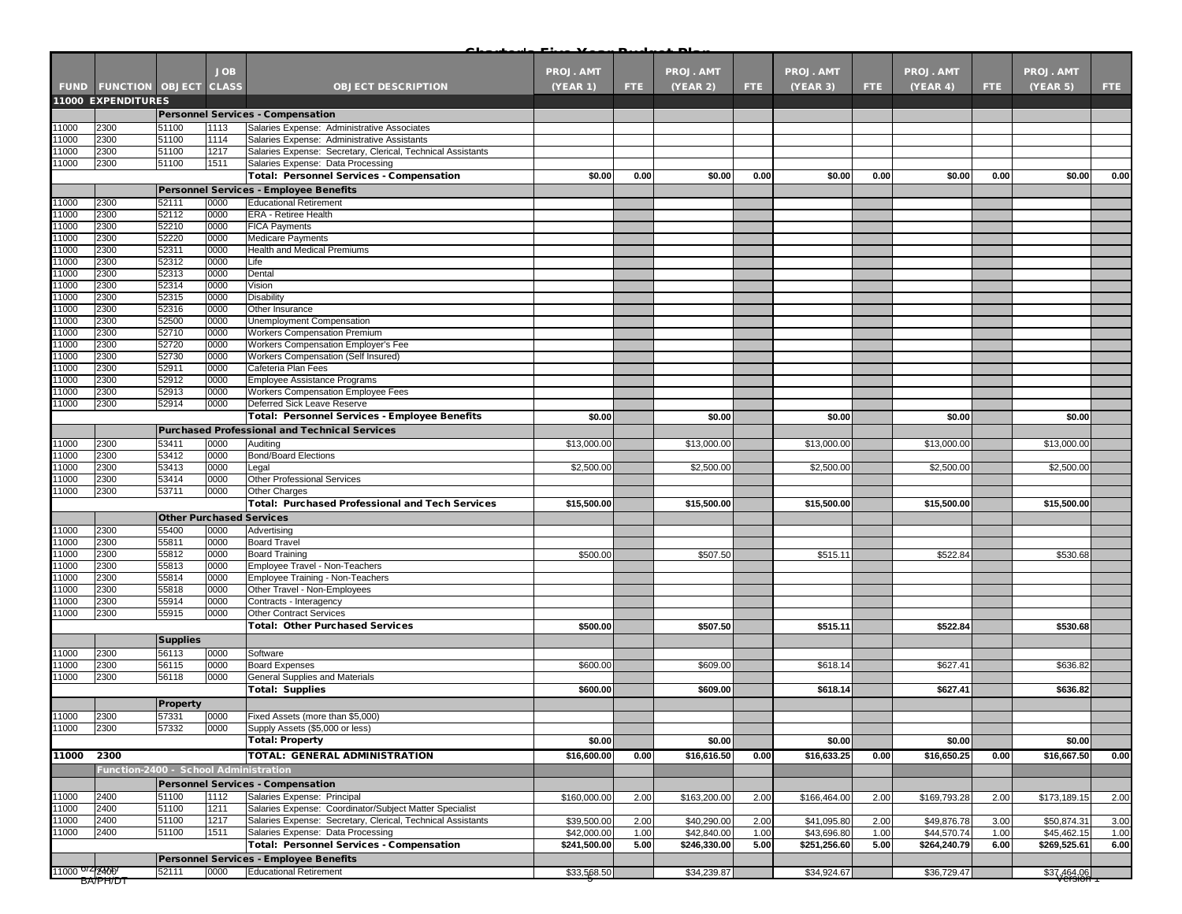## Charter's Five Year Budget Plan

| FUND | FUNCTION | OBJECT | JOB CLASS | OBJECT DESCRIPTION | PROJ. AMT (YEAR 1) | FTE | PROJ. AMT (YEAR 2) | FTE | PROJ. AMT (YEAR 3) | FTE | PROJ. AMT (YEAR 4) | FTE | PROJ. AMT (YEAR 5) | FTE |
|---|---|---|---|---|---|---|---|---|---|---|---|---|---|---|
| **11000 EXPENDITURES** | | | | | | | | | | | | | | |
| | | | | **Personnel Services - Compensation** | | | | | | | | | | |
| 11000 | 2300 | 51100 | 1113 | Salaries Expense: Administrative Associates | | | | | | | | | | |
| 11000 | 2300 | 51100 | 1114 | Salaries Expense: Administrative Assistants | | | | | | | | | | |
| 11000 | 2300 | 51100 | 1217 | Salaries Expense: Secretary, Clerical, Technical Assistants | | | | | | | | | | |
| 11000 | 2300 | 51100 | 1511 | Salaries Expense: Data Processing | | | | | | | | | | |
| | | | | **Total: Personnel Services - Compensation** | **$0.00** | **0.00** | **$0.00** | **0.00** | **$0.00** | **0.00** | **$0.00** | **0.00** | **$0.00** | **0.00** |
| | | | | **Personnel Services - Employee Benefits** | | | | | | | | | | |
| 11000 | 2300 | 52111 | 0000 | Educational Retirement | | | | | | | | | | |
| 11000 | 2300 | 52112 | 0000 | ERA - Retiree Health | | | | | | | | | | |
| 11000 | 2300 | 52210 | 0000 | FICA Payments | | | | | | | | | | |
| 11000 | 2300 | 52220 | 0000 | Medicare Payments | | | | | | | | | | |
| 11000 | 2300 | 52311 | 0000 | Health and Medical Premiums | | | | | | | | | | |
| 11000 | 2300 | 52312 | 0000 | Life | | | | | | | | | | |
| 11000 | 2300 | 52313 | 0000 | Dental | | | | | | | | | | |
| 11000 | 2300 | 52314 | 0000 | Vision | | | | | | | | | | |
| 11000 | 2300 | 52315 | 0000 | Disability | | | | | | | | | | |
| 11000 | 2300 | 52316 | 0000 | Other Insurance | | | | | | | | | | |
| 11000 | 2300 | 52500 | 0000 | Unemployment Compensation | | | | | | | | | | |
| 11000 | 2300 | 52710 | 0000 | Workers Compensation Premium | | | | | | | | | | |
| 11000 | 2300 | 52720 | 0000 | Workers Compensation Employer's Fee | | | | | | | | | | |
| 11000 | 2300 | 52730 | 0000 | Workers Compensation (Self Insured) | | | | | | | | | | |
| 11000 | 2300 | 52911 | 0000 | Cafeteria Plan Fees | | | | | | | | | | |
| 11000 | 2300 | 52912 | 0000 | Employee Assistance Programs | | | | | | | | | | |
| 11000 | 2300 | 52913 | 0000 | Workers Compensation Employee Fees | | | | | | | | | | |
| 11000 | 2300 | 52914 | 0000 | Deferred Sick Leave Reserve | | | | | | | | | | |
| | | | | **Total: Personnel Services - Employee Benefits** | **$0.00** | | **$0.00** | | **$0.00** | | **$0.00** | | **$0.00** | |
| | | | | **Purchased Professional and Technical Services** | | | | | | | | | | |
| 11000 | 2300 | 53411 | 0000 | Auditing | $13,000.00 | | $13,000.00 | | $13,000.00 | | $13,000.00 | | $13,000.00 | |
| 11000 | 2300 | 53412 | 0000 | Bond/Board Elections | | | | | | | | | | |
| 11000 | 2300 | 53413 | 0000 | Legal | $2,500.00 | | $2,500.00 | | $2,500.00 | | $2,500.00 | | $2,500.00 | |
| 11000 | 2300 | 53414 | 0000 | Other Professional Services | | | | | | | | | | |
| 11000 | 2300 | 53711 | 0000 | Other Charges | | | | | | | | | | |
| | | | | **Total: Purchased Professional and Tech Services** | **$15,500.00** | | **$15,500.00** | | **$15,500.00** | | **$15,500.00** | | **$15,500.00** | |
| | | **Other Purchased Services** | | | | | | | | | | | | |
| 11000 | 2300 | 55400 | 0000 | Advertising | | | | | | | | | | |
| 11000 | 2300 | 55811 | 0000 | Board Travel | | | | | | | | | | |
| 11000 | 2300 | 55812 | 0000 | Board Training | $500.00 | | $507.50 | | $515.11 | | $522.84 | | $530.68 | |
| 11000 | 2300 | 55813 | 0000 | Employee Travel - Non-Teachers | | | | | | | | | | |
| 11000 | 2300 | 55814 | 0000 | Employee Training - Non-Teachers | | | | | | | | | | |
| 11000 | 2300 | 55818 | 0000 | Other Travel - Non-Employees | | | | | | | | | | |
| 11000 | 2300 | 55914 | 0000 | Contracts - Interagency | | | | | | | | | | |
| 11000 | 2300 | 55915 | 0000 | Other Contract Services | | | | | | | | | | |
| | | | | **Total: Other Purchased Services** | **$500.00** | | **$507.50** | | **$515.11** | | **$522.84** | | **$530.68** | |
| | | **Supplies** | | | | | | | | | | | | |
| 11000 | 2300 | 56113 | 0000 | Software | | | | | | | | | | |
| 11000 | 2300 | 56115 | 0000 | Board Expenses | $600.00 | | $609.00 | | $618.14 | | $627.41 | | $636.82 | |
| 11000 | 2300 | 56118 | 0000 | General Supplies and Materials | | | | | | | | | | |
| | | | | **Total: Supplies** | **$600.00** | | **$609.00** | | **$618.14** | | **$627.41** | | **$636.82** | |
| | | **Property** | | | | | | | | | | | | |
| 11000 | 2300 | 57331 | 0000 | Fixed Assets (more than $5,000) | | | | | | | | | | |
| 11000 | 2300 | 57332 | 0000 | Supply Assets ($5,000 or less) | | | | | | | | | | |
| | | | | **Total: Property** | **$0.00** | | **$0.00** | | **$0.00** | | **$0.00** | | **$0.00** | |
| **11000** | **2300** | | | **TOTAL: GENERAL ADMINISTRATION** | **$16,600.00** | **0.00** | **$16,616.50** | **0.00** | **$16,633.25** | **0.00** | **$16,650.25** | **0.00** | **$16,667.50** | **0.00** |
| | **Function-2400 - School Administration** | | | | | | | | | | | | | |
| | | | | **Personnel Services - Compensation** | | | | | | | | | | |
| 11000 | 2400 | 51100 | 1112 | Salaries Expense: Principal | $160,000.00 | 2.00 | $163,200.00 | 2.00 | $166,464.00 | 2.00 | $169,793.28 | 2.00 | $173,189.15 | 2.00 |
| 11000 | 2400 | 51100 | 1211 | Salaries Expense: Coordinator/Subject Matter Specialist | | | | | | | | | | |
| 11000 | 2400 | 51100 | 1217 | Salaries Expense: Secretary, Clerical, Technical Assistants | $39,500.00 | 2.00 | $40,290.00 | 2.00 | $41,095.80 | 2.00 | $49,876.78 | 3.00 | $50,874.31 | 3.00 |
| 11000 | 2400 | 51100 | 1511 | Salaries Expense: Data Processing | $42,000.00 | 1.00 | $42,840.00 | 1.00 | $43,696.80 | 1.00 | $44,570.74 | 1.00 | $45,462.15 | 1.00 |
| | | | | **Total: Personnel Services - Compensation** | **$241,500.00** | **5.00** | **$246,330.00** | **5.00** | **$251,256.60** | **5.00** | **$264,240.79** | **6.00** | **$269,525.61** | **6.00** |
| | | | | **Personnel Services - Employee Benefits** | | | | | | | | | | |
| 11000 | 2400 | 52111 | 0000 | Educational Retirement | $33,568.50 | | $34,239.87 | | $34,924.67 | | $36,729.47 | | $37,464.06 | |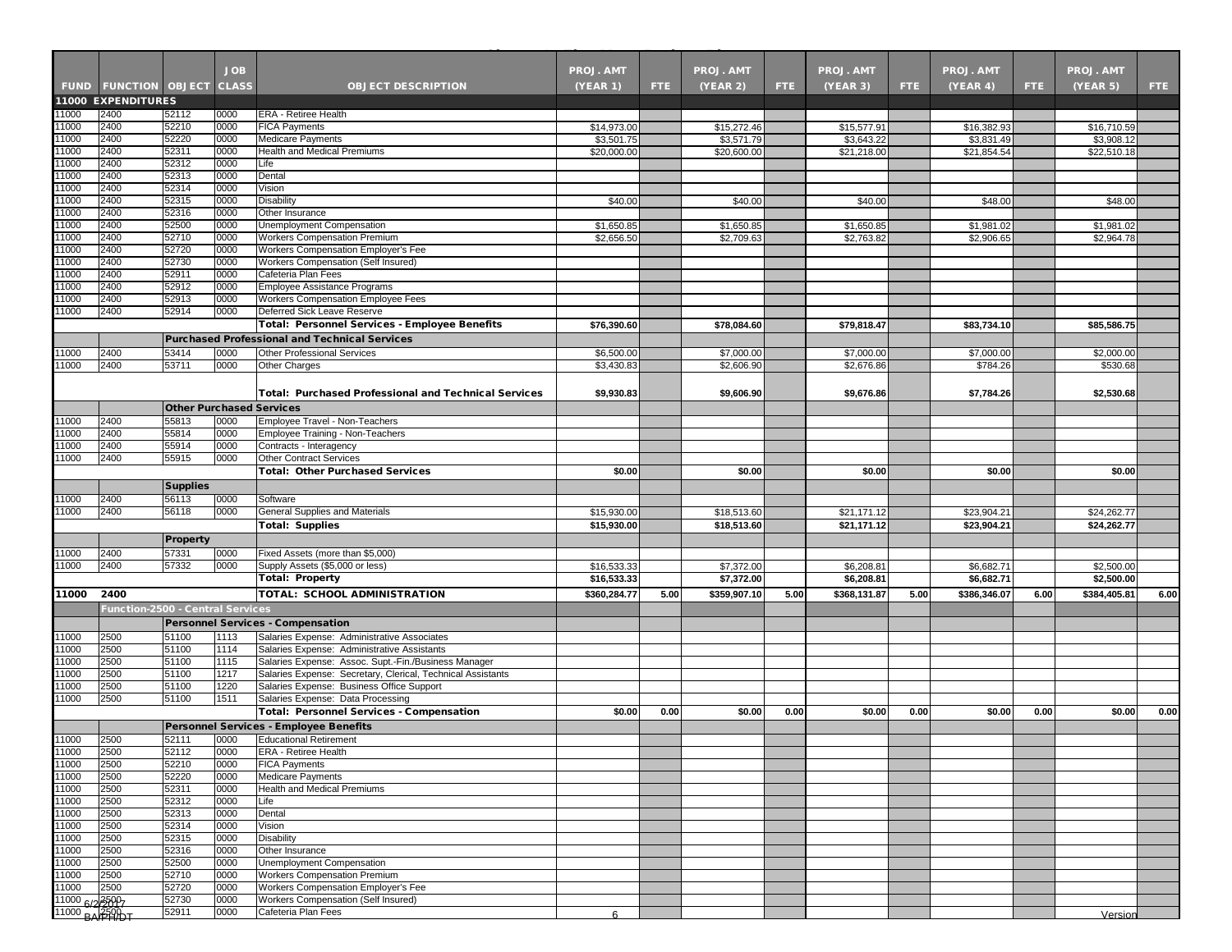| FUND | FUNCTION | OBJECT | JOB CLASS | OBJECT DESCRIPTION | PROJ. AMT (YEAR 1) | FTE | PROJ. AMT (YEAR 2) | FTE | PROJ. AMT (YEAR 3) | FTE | PROJ. AMT (YEAR 4) | FTE | PROJ. AMT (YEAR 5) | FTE |
|---|---|---|---|---|---|---|---|---|---|---|---|---|---|---|
| **11000 EXPENDITURES** | | | | | | | | | | | | | | |
| 11000 | 2400 | 52112 | 0000 | ERA - Retiree Health | | | | | | | | | | |
| 11000 | 2400 | 52210 | 0000 | FICA Payments | $14,973.00 | | $15,272.46 | | $15,577.91 | | $16,382.93 | | $16,710.59 | |
| 11000 | 2400 | 52220 | 0000 | Medicare Payments | $3,501.75 | | $3,571.79 | | $3,643.22 | | $3,831.49 | | $3,908.12 | |
| 11000 | 2400 | 52311 | 0000 | Health and Medical Premiums | $20,000.00 | | $20,600.00 | | $21,218.00 | | $21,854.54 | | $22,510.18 | |
| 11000 | 2400 | 52312 | 0000 | Life | | | | | | | | | | |
| 11000 | 2400 | 52313 | 0000 | Dental | | | | | | | | | | |
| 11000 | 2400 | 52314 | 0000 | Vision | | | | | | | | | | |
| 11000 | 2400 | 52315 | 0000 | Disability | $40.00 | | $40.00 | | $40.00 | | $48.00 | | $48.00 | |
| 11000 | 2400 | 52316 | 0000 | Other Insurance | | | | | | | | | | |
| 11000 | 2400 | 52500 | 0000 | Unemployment Compensation | $1,650.85 | | $1,650.85 | | $1,650.85 | | $1,981.02 | | $1,981.02 | |
| 11000 | 2400 | 52710 | 0000 | Workers Compensation Premium | $2,656.50 | | $2,709.63 | | $2,763.82 | | $2,906.65 | | $2,964.78 | |
| 11000 | 2400 | 52720 | 0000 | Workers Compensation Employer's Fee | | | | | | | | | | |
| 11000 | 2400 | 52730 | 0000 | Workers Compensation (Self Insured) | | | | | | | | | | |
| 11000 | 2400 | 52911 | 0000 | Cafeteria Plan Fees | | | | | | | | | | |
| 11000 | 2400 | 52912 | 0000 | Employee Assistance Programs | | | | | | | | | | |
| 11000 | 2400 | 52913 | 0000 | Workers Compensation Employee Fees | | | | | | | | | | |
| 11000 | 2400 | 52914 | 0000 | Deferred Sick Leave Reserve | | | | | | | | | | |
| | | | | **Total: Personnel Services - Employee Benefits** | **$76,390.60** | | **$78,084.60** | | **$79,818.47** | | **$83,734.10** | | **$85,586.75** | |
| | | **Purchased Professional and Technical Services** | | | | | | | | | | | | |
| 11000 | 2400 | 53414 | 0000 | Other Professional Services | $6,500.00 | | $7,000.00 | | $7,000.00 | | $7,000.00 | | $2,000.00 | |
| 11000 | 2400 | 53711 | 0000 | Other Charges | $3,430.83 | | $2,606.90 | | $2,676.86 | | $784.26 | | $530.68 | |
| | | | | **Total: Purchased Professional and Technical Services** | **$9,930.83** | | **$9,606.90** | | **$9,676.86** | | **$7,784.26** | | **$2,530.68** | |
| | | **Other Purchased Services** | | | | | | | | | | | | |
| 11000 | 2400 | 55813 | 0000 | Employee Travel - Non-Teachers | | | | | | | | | | |
| 11000 | 2400 | 55814 | 0000 | Employee Training - Non-Teachers | | | | | | | | | | |
| 11000 | 2400 | 55914 | 0000 | Contracts - Interagency | | | | | | | | | | |
| 11000 | 2400 | 55915 | 0000 | Other Contract Services | | | | | | | | | | |
| | | | | **Total: Other Purchased Services** | **$0.00** | | **$0.00** | | **$0.00** | | **$0.00** | | **$0.00** | |
| | | **Supplies** | | | | | | | | | | | | |
| 11000 | 2400 | 56113 | 0000 | Software | | | | | | | | | | |
| 11000 | 2400 | 56118 | 0000 | General Supplies and Materials | $15,930.00 | | $18,513.60 | | $21,171.12 | | $23,904.21 | | $24,262.77 | |
| | | | | **Total: Supplies** | **$15,930.00** | | **$18,513.60** | | **$21,171.12** | | **$23,904.21** | | **$24,262.77** | |
| | | **Property** | | | | | | | | | | | | |
| 11000 | 2400 | 57331 | 0000 | Fixed Assets (more than $5,000) | | | | | | | | | | |
| 11000 | 2400 | 57332 | 0000 | Supply Assets ($5,000 or less) | $16,533.33 | | $7,372.00 | | $6,208.81 | | $6,682.71 | | $2,500.00 | |
| | | | | **Total: Property** | **$16,533.33** | | **$7,372.00** | | **$6,208.81** | | **$6,682.71** | | **$2,500.00** | |
| **11000** | **2400** | | | **TOTAL: SCHOOL ADMINISTRATION** | **$360,284.77** | **5.00** | **$359,907.10** | **5.00** | **$368,131.87** | **5.00** | **$386,346.07** | **6.00** | **$384,405.81** | **6.00** |
| | **Function-2500 - Central Services** | | | | | | | | | | | | | |
| | | **Personnel Services - Compensation** | | | | | | | | | | | | |
| 11000 | 2500 | 51100 | 1113 | Salaries Expense: Administrative Associates | | | | | | | | | | |
| 11000 | 2500 | 51100 | 1114 | Salaries Expense: Administrative Assistants | | | | | | | | | | |
| 11000 | 2500 | 51100 | 1115 | Salaries Expense: Assoc. Supt.-Fin./Business Manager | | | | | | | | | | |
| 11000 | 2500 | 51100 | 1217 | Salaries Expense: Secretary, Clerical, Technical Assistants | | | | | | | | | | |
| 11000 | 2500 | 51100 | 1220 | Salaries Expense: Business Office Support | | | | | | | | | | |
| 11000 | 2500 | 51100 | 1511 | Salaries Expense: Data Processing | | | | | | | | | | |
| | | | | **Total: Personnel Services - Compensation** | **$0.00** | **0.00** | **$0.00** | **0.00** | **$0.00** | **0.00** | **$0.00** | **0.00** | **$0.00** | **0.00** |
| | | **Personnel Services - Employee Benefits** | | | | | | | | | | | | |
| 11000 | 2500 | 52111 | 0000 | Educational Retirement | | | | | | | | | | |
| 11000 | 2500 | 52112 | 0000 | ERA - Retiree Health | | | | | | | | | | |
| 11000 | 2500 | 52210 | 0000 | FICA Payments | | | | | | | | | | |
| 11000 | 2500 | 52220 | 0000 | Medicare Payments | | | | | | | | | | |
| 11000 | 2500 | 52311 | 0000 | Health and Medical Premiums | | | | | | | | | | |
| 11000 | 2500 | 52312 | 0000 | Life | | | | | | | | | | |
| 11000 | 2500 | 52313 | 0000 | Dental | | | | | | | | | | |
| 11000 | 2500 | 52314 | 0000 | Vision | | | | | | | | | | |
| 11000 | 2500 | 52315 | 0000 | Disability | | | | | | | | | | |
| 11000 | 2500 | 52316 | 0000 | Other Insurance | | | | | | | | | | |
| 11000 | 2500 | 52500 | 0000 | Unemployment Compensation | | | | | | | | | | |
| 11000 | 2500 | 52710 | 0000 | Workers Compensation Premium | | | | | | | | | | |
| 11000 | 2500 | 52720 | 0000 | Workers Compensation Employer's Fee | | | | | | | | | | |
| 11000 | 2500 | 52730 | 0000 | Workers Compensation (Self Insured) | | | | | | | | | | |
| 11000 | 2500 | 52911 | 0000 | Cafeteria Plan Fees | | | | | | | | | | |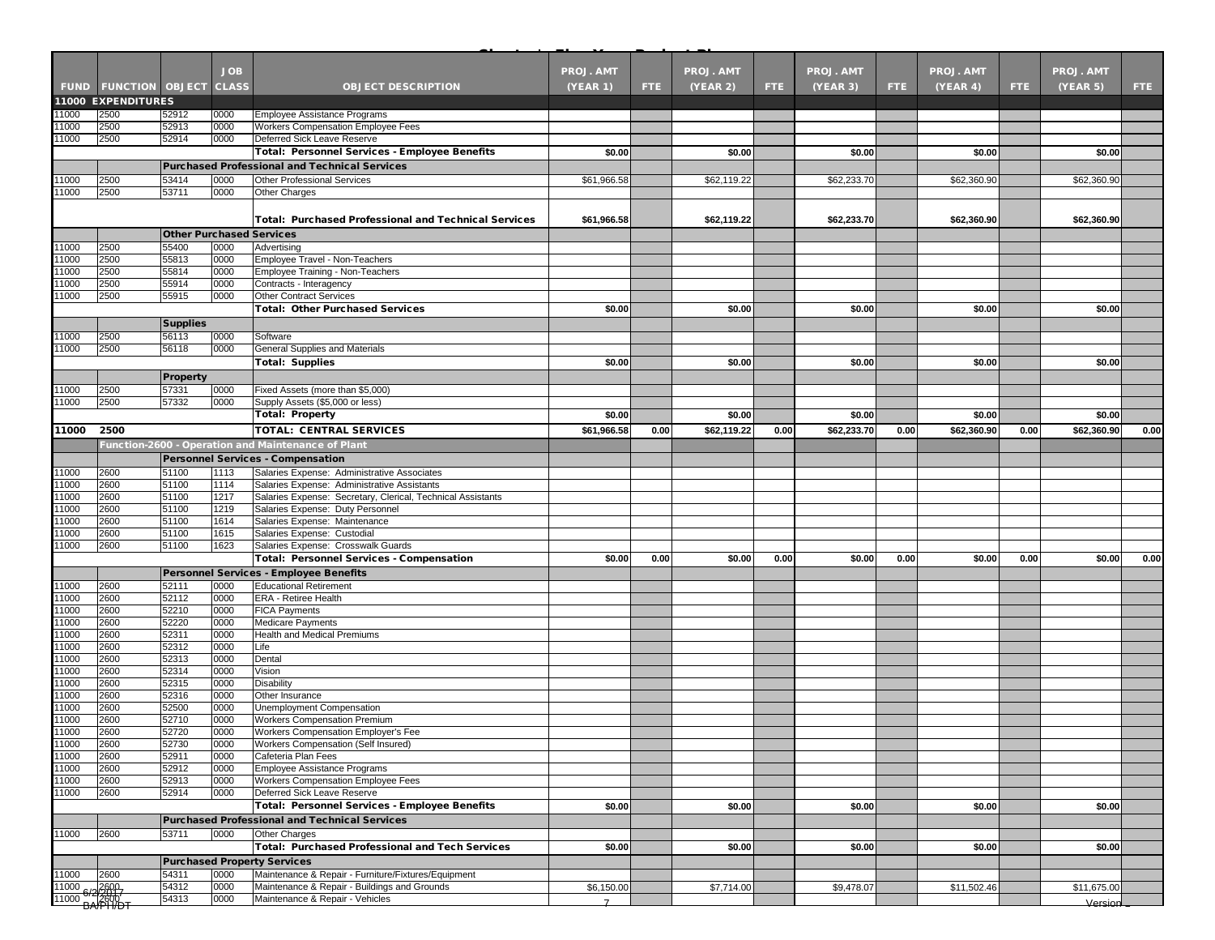| FUND | FUNCTION | OBJECT | JOB CLASS | OBJECT DESCRIPTION | PROJ. AMT (YEAR 1) | FTE | PROJ. AMT (YEAR 2) | FTE | PROJ. AMT (YEAR 3) | FTE | PROJ. AMT (YEAR 4) | FTE | PROJ. AMT (YEAR 5) | FTE |
|---|---|---|---|---|---|---|---|---|---|---|---|---|---|---|
| 11000 EXPENDITURES | | | | | | | | | | | | | | |
| 11000 | 2500 | 52912 | 0000 | Employee Assistance Programs | | | | | | | | | | |
| 11000 | 2500 | 52913 | 0000 | Workers Compensation Employee Fees | | | | | | | | | | |
| 11000 | 2500 | 52914 | 0000 | Deferred Sick Leave Reserve | | | | | | | | | | |
| | | | | **Total: Personnel Services - Employee Benefits** | **$0.00** | | **$0.00** | | **$0.00** | | **$0.00** | | **$0.00** | |
| | | **Purchased Professional and Technical Services** | | | | | | | | | | | | |
| 11000 | 2500 | 53414 | 0000 | Other Professional Services | $61,966.58 | | $62,119.22 | | $62,233.70 | | $62,360.90 | | $62,360.90 | |
| 11000 | 2500 | 53711 | 0000 | Other Charges | | | | | | | | | | |
| | | | | **Total: Purchased Professional and Technical Services** | **$61,966.58** | | **$62,119.22** | | **$62,233.70** | | **$62,360.90** | | **$62,360.90** | |
| | | **Other Purchased Services** | | | | | | | | | | | | |
| 11000 | 2500 | 55400 | 0000 | Advertising | | | | | | | | | | |
| 11000 | 2500 | 55813 | 0000 | Employee Travel - Non-Teachers | | | | | | | | | | |
| 11000 | 2500 | 55814 | 0000 | Employee Training - Non-Teachers | | | | | | | | | | |
| 11000 | 2500 | 55914 | 0000 | Contracts - Interagency | | | | | | | | | | |
| 11000 | 2500 | 55915 | 0000 | Other Contract Services | | | | | | | | | | |
| | | | | **Total: Other Purchased Services** | **$0.00** | | **$0.00** | | **$0.00** | | **$0.00** | | **$0.00** | |
| | | **Supplies** | | | | | | | | | | | | |
| 11000 | 2500 | 56113 | 0000 | Software | | | | | | | | | | |
| 11000 | 2500 | 56118 | 0000 | General Supplies and Materials | | | | | | | | | | |
| | | | | **Total: Supplies** | **$0.00** | | **$0.00** | | **$0.00** | | **$0.00** | | **$0.00** | |
| | | **Property** | | | | | | | | | | | | |
| 11000 | 2500 | 57331 | 0000 | Fixed Assets (more than $5,000) | | | | | | | | | | |
| 11000 | 2500 | 57332 | 0000 | Supply Assets ($5,000 or less) | | | | | | | | | | |
| | | | | **Total: Property** | **$0.00** | | **$0.00** | | **$0.00** | | **$0.00** | | **$0.00** | |
| **11000** | **2500** | | | **TOTAL: CENTRAL SERVICES** | **$61,966.58** | **0.00** | **$62,119.22** | **0.00** | **$62,233.70** | **0.00** | **$62,360.90** | **0.00** | **$62,360.90** | **0.00** |
| | **Function-2600 - Operation and Maintenance of Plant** | | | | | | | | | | | | | |
| | | **Personnel Services - Compensation** | | | | | | | | | | | | |
| 11000 | 2600 | 51100 | 1113 | Salaries Expense: Administrative Associates | | | | | | | | | | |
| 11000 | 2600 | 51100 | 1114 | Salaries Expense: Administrative Assistants | | | | | | | | | | |
| 11000 | 2600 | 51100 | 1217 | Salaries Expense: Secretary, Clerical, Technical Assistants | | | | | | | | | | |
| 11000 | 2600 | 51100 | 1219 | Salaries Expense: Duty Personnel | | | | | | | | | | |
| 11000 | 2600 | 51100 | 1614 | Salaries Expense: Maintenance | | | | | | | | | | |
| 11000 | 2600 | 51100 | 1615 | Salaries Expense: Custodial | | | | | | | | | | |
| 11000 | 2600 | 51100 | 1623 | Salaries Expense: Crosswalk Guards | | | | | | | | | | |
| | | | | **Total: Personnel Services - Compensation** | **$0.00** | **0.00** | **$0.00** | **0.00** | **$0.00** | **0.00** | **$0.00** | **0.00** | **$0.00** | **0.00** |
| | | **Personnel Services - Employee Benefits** | | | | | | | | | | | | |
| 11000 | 2600 | 52111 | 0000 | Educational Retirement | | | | | | | | | | |
| 11000 | 2600 | 52112 | 0000 | ERA - Retiree Health | | | | | | | | | | |
| 11000 | 2600 | 52210 | 0000 | FICA Payments | | | | | | | | | | |
| 11000 | 2600 | 52220 | 0000 | Medicare Payments | | | | | | | | | | |
| 11000 | 2600 | 52311 | 0000 | Health and Medical Premiums | | | | | | | | | | |
| 11000 | 2600 | 52312 | 0000 | Life | | | | | | | | | | |
| 11000 | 2600 | 52313 | 0000 | Dental | | | | | | | | | | |
| 11000 | 2600 | 52314 | 0000 | Vision | | | | | | | | | | |
| 11000 | 2600 | 52315 | 0000 | Disability | | | | | | | | | | |
| 11000 | 2600 | 52316 | 0000 | Other Insurance | | | | | | | | | | |
| 11000 | 2600 | 52500 | 0000 | Unemployment Compensation | | | | | | | | | | |
| 11000 | 2600 | 52710 | 0000 | Workers Compensation Premium | | | | | | | | | | |
| 11000 | 2600 | 52720 | 0000 | Workers Compensation Employer's Fee | | | | | | | | | | |
| 11000 | 2600 | 52730 | 0000 | Workers Compensation (Self Insured) | | | | | | | | | | |
| 11000 | 2600 | 52911 | 0000 | Cafeteria Plan Fees | | | | | | | | | | |
| 11000 | 2600 | 52912 | 0000 | Employee Assistance Programs | | | | | | | | | | |
| 11000 | 2600 | 52913 | 0000 | Workers Compensation Employee Fees | | | | | | | | | | |
| 11000 | 2600 | 52914 | 0000 | Deferred Sick Leave Reserve | | | | | | | | | | |
| | | | | **Total: Personnel Services - Employee Benefits** | **$0.00** | | **$0.00** | | **$0.00** | | **$0.00** | | **$0.00** | |
| | | **Purchased Professional and Technical Services** | | | | | | | | | | | | |
| 11000 | 2600 | 53711 | 0000 | Other Charges | | | | | | | | | | |
| | | | | **Total: Purchased Professional and Tech Services** | **$0.00** | | **$0.00** | | **$0.00** | | **$0.00** | | **$0.00** | |
| | | **Purchased Property Services** | | | | | | | | | | | | |
| 11000 | 2600 | 54311 | 0000 | Maintenance & Repair - Furniture/Fixtures/Equipment | | | | | | | | | | |
| 11000 | 2600 | 54312 | 0000 | Maintenance & Repair - Buildings and Grounds | $6,150.00 | | $7,714.00 | | $9,478.07 | | $11,502.46 | | $11,675.00 | |
| 11000 | 2600 | 54313 | 0000 | Maintenance & Repair - Vehicles | | | | | | | | | | |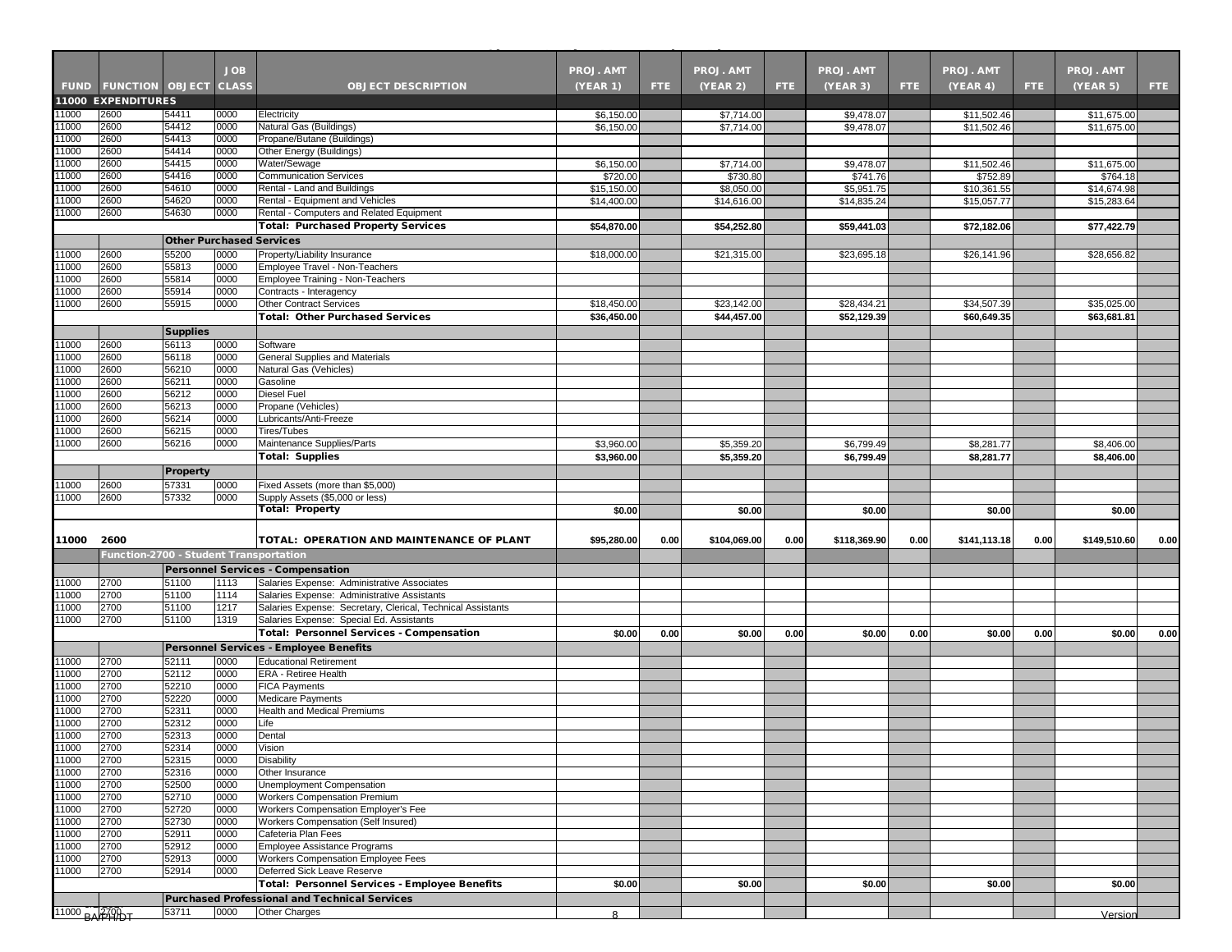| FUND | FUNCTION | OBJECT | JOB CLASS | OBJECT DESCRIPTION | PROJ. AMT (YEAR 1) | FTE | PROJ. AMT (YEAR 2) | FTE | PROJ. AMT (YEAR 3) | FTE | PROJ. AMT (YEAR 4) | FTE | PROJ. AMT (YEAR 5) | FTE |
|---|---|---|---|---|---|---|---|---|---|---|---|---|---|---|
| **11000 EXPENDITURES** | | | | | | | | | | | | | | |
| 11000 | 2600 | 54411 | 0000 | Electricity | $6,150.00 | | $7,714.00 | | $9,478.07 | | $11,502.46 | | $11,675.00 | |
| 11000 | 2600 | 54412 | 0000 | Natural Gas (Buildings) | $6,150.00 | | $7,714.00 | | $9,478.07 | | $11,502.46 | | $11,675.00 | |
| 11000 | 2600 | 54413 | 0000 | Propane/Butane (Buildings) | | | | | | | | | | |
| 11000 | 2600 | 54414 | 0000 | Other Energy (Buildings) | | | | | | | | | | |
| 11000 | 2600 | 54415 | 0000 | Water/Sewage | $6,150.00 | | $7,714.00 | | $9,478.07 | | $11,502.46 | | $11,675.00 | |
| 11000 | 2600 | 54416 | 0000 | Communication Services | $720.00 | | $730.80 | | $741.76 | | $752.89 | | $764.18 | |
| 11000 | 2600 | 54610 | 0000 | Rental - Land and Buildings | $15,150.00 | | $8,050.00 | | $5,951.75 | | $10,361.55 | | $14,674.98 | |
| 11000 | 2600 | 54620 | 0000 | Rental - Equipment and Vehicles | $14,400.00 | | $14,616.00 | | $14,835.24 | | $15,057.77 | | $15,283.64 | |
| 11000 | 2600 | 54630 | 0000 | Rental - Computers and Related Equipment | | | | | | | | | | |
| | | | | **Total: Purchased Property Services** | **$54,870.00** | | **$54,252.80** | | **$59,441.03** | | **$72,182.06** | | **$77,422.79** | |
| | | **Other Purchased Services** | | | | | | | | | | | | |
| 11000 | 2600 | 55200 | 0000 | Property/Liability Insurance | $18,000.00 | | $21,315.00 | | $23,695.18 | | $26,141.96 | | $28,656.82 | |
| 11000 | 2600 | 55813 | 0000 | Employee Travel - Non-Teachers | | | | | | | | | | |
| 11000 | 2600 | 55814 | 0000 | Employee Training - Non-Teachers | | | | | | | | | | |
| 11000 | 2600 | 55914 | 0000 | Contracts - Interagency | | | | | | | | | | |
| 11000 | 2600 | 55915 | 0000 | Other Contract Services | $18,450.00 | | $23,142.00 | | $28,434.21 | | $34,507.39 | | $35,025.00 | |
| | | | | **Total: Other Purchased Services** | **$36,450.00** | | **$44,457.00** | | **$52,129.39** | | **$60,649.35** | | **$63,681.81** | |
| | | **Supplies** | | | | | | | | | | | | |
| 11000 | 2600 | 56113 | 0000 | Software | | | | | | | | | | |
| 11000 | 2600 | 56118 | 0000 | General Supplies and Materials | | | | | | | | | | |
| 11000 | 2600 | 56210 | 0000 | Natural Gas (Vehicles) | | | | | | | | | | |
| 11000 | 2600 | 56211 | 0000 | Gasoline | | | | | | | | | | |
| 11000 | 2600 | 56212 | 0000 | Diesel Fuel | | | | | | | | | | |
| 11000 | 2600 | 56213 | 0000 | Propane (Vehicles) | | | | | | | | | | |
| 11000 | 2600 | 56214 | 0000 | Lubricants/Anti-Freeze | | | | | | | | | | |
| 11000 | 2600 | 56215 | 0000 | Tires/Tubes | | | | | | | | | | |
| 11000 | 2600 | 56216 | 0000 | Maintenance Supplies/Parts | $3,960.00 | | $5,359.20 | | $6,799.49 | | $8,281.77 | | $8,406.00 | |
| | | | | **Total: Supplies** | **$3,960.00** | | **$5,359.20** | | **$6,799.49** | | **$8,281.77** | | **$8,406.00** | |
| | | **Property** | | | | | | | | | | | | |
| 11000 | 2600 | 57331 | 0000 | Fixed Assets (more than $5,000) | | | | | | | | | | |
| 11000 | 2600 | 57332 | 0000 | Supply Assets ($5,000 or less) | | | | | | | | | | |
| | | | | **Total: Property** | **$0.00** | | **$0.00** | | **$0.00** | | **$0.00** | | **$0.00** | |
| **11000** | **2600** | | | **TOTAL: OPERATION AND MAINTENANCE OF PLANT** | **$95,280.00** | **0.00** | **$104,069.00** | **0.00** | **$118,369.90** | **0.00** | **$141,113.18** | **0.00** | **$149,510.60** | **0.00** |
| | **Function-2700 - Student Transportation** | | | | | | | | | | | | | |
| | | | | **Personnel Services - Compensation** | | | | | | | | | | |
| 11000 | 2700 | 51100 | 1113 | Salaries Expense: Administrative Associates | | | | | | | | | | |
| 11000 | 2700 | 51100 | 1114 | Salaries Expense: Administrative Assistants | | | | | | | | | | |
| 11000 | 2700 | 51100 | 1217 | Salaries Expense: Secretary, Clerical, Technical Assistants | | | | | | | | | | |
| 11000 | 2700 | 51100 | 1319 | Salaries Expense: Special Ed. Assistants | | | | | | | | | | |
| | | | | **Total: Personnel Services - Compensation** | **$0.00** | **0.00** | **$0.00** | **0.00** | **$0.00** | **0.00** | **$0.00** | **0.00** | **$0.00** | **0.00** |
| | | | | **Personnel Services - Employee Benefits** | | | | | | | | | | |
| 11000 | 2700 | 52111 | 0000 | Educational Retirement | | | | | | | | | | |
| 11000 | 2700 | 52112 | 0000 | ERA - Retiree Health | | | | | | | | | | |
| 11000 | 2700 | 52210 | 0000 | FICA Payments | | | | | | | | | | |
| 11000 | 2700 | 52220 | 0000 | Medicare Payments | | | | | | | | | | |
| 11000 | 2700 | 52311 | 0000 | Health and Medical Premiums | | | | | | | | | | |
| 11000 | 2700 | 52312 | 0000 | Life | | | | | | | | | | |
| 11000 | 2700 | 52313 | 0000 | Dental | | | | | | | | | | |
| 11000 | 2700 | 52314 | 0000 | Vision | | | | | | | | | | |
| 11000 | 2700 | 52315 | 0000 | Disability | | | | | | | | | | |
| 11000 | 2700 | 52316 | 0000 | Other Insurance | | | | | | | | | | |
| 11000 | 2700 | 52500 | 0000 | Unemployment Compensation | | | | | | | | | | |
| 11000 | 2700 | 52710 | 0000 | Workers Compensation Premium | | | | | | | | | | |
| 11000 | 2700 | 52720 | 0000 | Workers Compensation Employer's Fee | | | | | | | | | | |
| 11000 | 2700 | 52730 | 0000 | Workers Compensation (Self Insured) | | | | | | | | | | |
| 11000 | 2700 | 52911 | 0000 | Cafeteria Plan Fees | | | | | | | | | | |
| 11000 | 2700 | 52912 | 0000 | Employee Assistance Programs | | | | | | | | | | |
| 11000 | 2700 | 52913 | 0000 | Workers Compensation Employee Fees | | | | | | | | | | |
| 11000 | 2700 | 52914 | 0000 | Deferred Sick Leave Reserve | | | | | | | | | | |
| | | | | **Total: Personnel Services - Employee Benefits** | **$0.00** | | **$0.00** | | **$0.00** | | **$0.00** | | **$0.00** | |
| | | | | **Purchased Professional and Technical Services** | | | | | | | | | | |
| 11000 | 2700 | 53711 | 0000 | Other Charges | | | | | | | | | | |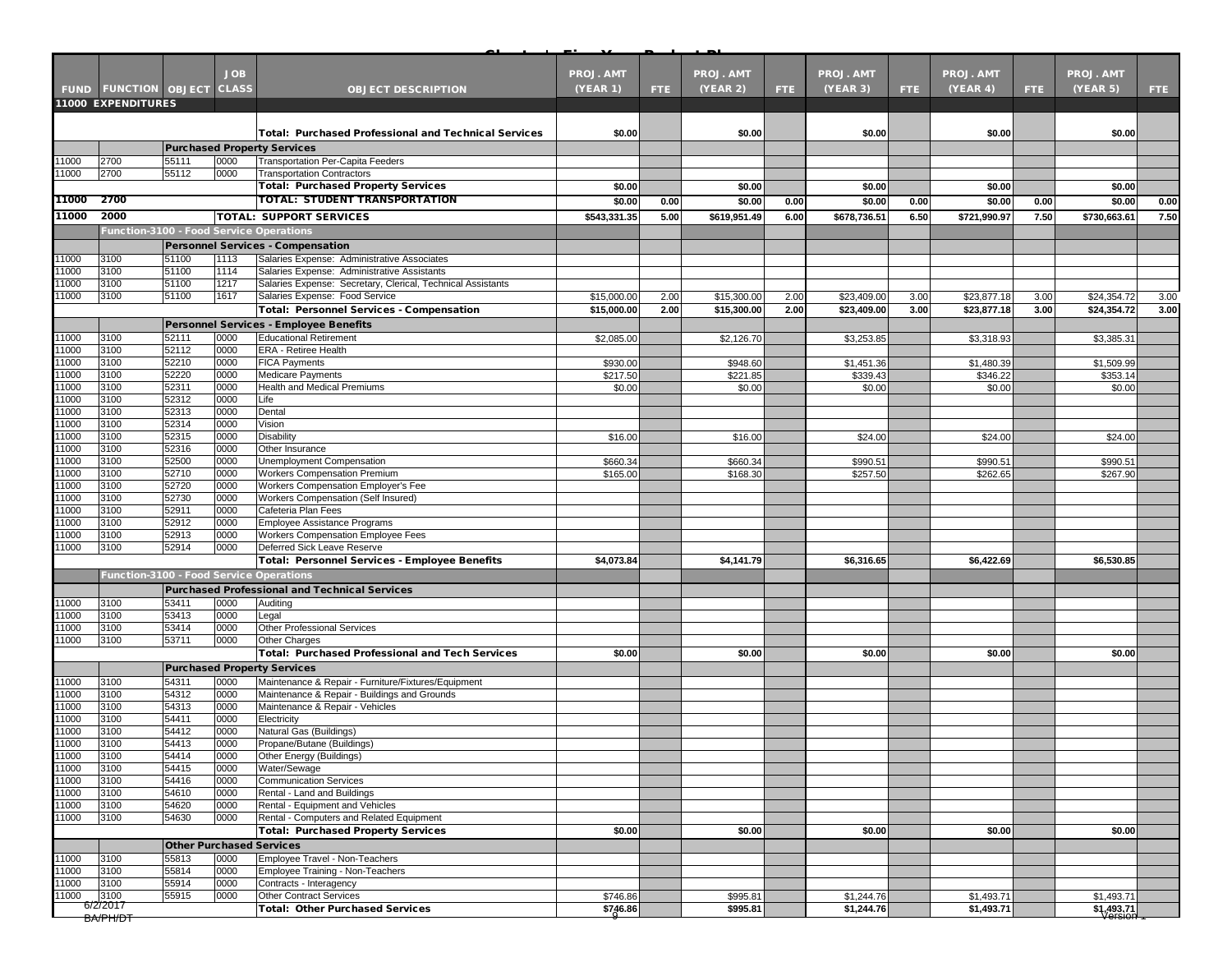| FUND | FUNCTION | OBJECT | JOB CLASS | OBJECT DESCRIPTION | PROJ. AMT (YEAR 1) | FTE | PROJ. AMT (YEAR 2) | FTE | PROJ. AMT (YEAR 3) | FTE | PROJ. AMT (YEAR 4) | FTE | PROJ. AMT (YEAR 5) | FTE |
|---|---|---|---|---|---|---|---|---|---|---|---|---|---|---|
| 11000 EXPENDITURES | | | | | | | | | | | | | | |
| | | | | Total: Purchased Professional and Technical Services | $0.00 | | $0.00 | | $0.00 | | $0.00 | | $0.00 | |
| | | Purchased Property Services | | | | | | | | | | | | |
| 11000 | 2700 | 55111 | 0000 | Transportation Per-Capita Feeders | | | | | | | | | | |
| 11000 | 2700 | 55112 | 0000 | Transportation Contractors | | | | | | | | | | |
| | | | | Total: Purchased Property Services | $0.00 | | $0.00 | | $0.00 | | $0.00 | | $0.00 | |
| 11000 | 2700 | | | TOTAL: STUDENT TRANSPORTATION | $0.00 | 0.00 | $0.00 | 0.00 | $0.00 | 0.00 | $0.00 | 0.00 | $0.00 | 0.00 |
| 11000 | 2000 | | | TOTAL: SUPPORT SERVICES | $543,331.35 | 5.00 | $619,951.49 | 6.00 | $678,736.51 | 6.50 | $721,990.97 | 7.50 | $730,663.61 | 7.50 |
| Function-3100 - Food Service Operations | | | | | | | | | | | | | | |
| | | Personnel Services - Compensation | | | | | | | | | | | | |
| 11000 | 3100 | 51100 | 1113 | Salaries Expense: Administrative Associates | | | | | | | | | | |
| 11000 | 3100 | 51100 | 1114 | Salaries Expense: Administrative Assistants | | | | | | | | | | |
| 11000 | 3100 | 51100 | 1217 | Salaries Expense: Secretary, Clerical, Technical Assistants | | | | | | | | | | |
| 11000 | 3100 | 51100 | 1617 | Salaries Expense: Food Service | $15,000.00 | 2.00 | $15,300.00 | 2.00 | $23,409.00 | 3.00 | $23,877.18 | 3.00 | $24,354.72 | 3.00 |
| | | | | Total: Personnel Services - Compensation | $15,000.00 | 2.00 | $15,300.00 | 2.00 | $23,409.00 | 3.00 | $23,877.18 | 3.00 | $24,354.72 | 3.00 |
| | | Personnel Services - Employee Benefits | | | | | | | | | | | | |
| 11000 | 3100 | 52111 | 0000 | Educational Retirement | $2,085.00 | | $2,126.70 | | $3,253.85 | | $3,318.93 | | $3,385.31 | |
| 11000 | 3100 | 52112 | 0000 | ERA - Retiree Health | | | | | | | | | | |
| 11000 | 3100 | 52210 | 0000 | FICA Payments | $930.00 | | $948.60 | | $1,451.36 | | $1,480.39 | | $1,509.99 | |
| 11000 | 3100 | 52220 | 0000 | Medicare Payments | $217.50 | | $221.85 | | $339.43 | | $346.22 | | $353.14 | |
| 11000 | 3100 | 52311 | 0000 | Health and Medical Premiums | $0.00 | | $0.00 | | $0.00 | | $0.00 | | $0.00 | |
| 11000 | 3100 | 52312 | 0000 | Life | | | | | | | | | | |
| 11000 | 3100 | 52313 | 0000 | Dental | | | | | | | | | | |
| 11000 | 3100 | 52314 | 0000 | Vision | | | | | | | | | | |
| 11000 | 3100 | 52315 | 0000 | Disability | $16.00 | | $16.00 | | $24.00 | | $24.00 | | $24.00 | |
| 11000 | 3100 | 52316 | 0000 | Other Insurance | | | | | | | | | | |
| 11000 | 3100 | 52500 | 0000 | Unemployment Compensation | $660.34 | | $660.34 | | $990.51 | | $990.51 | | $990.51 | |
| 11000 | 3100 | 52710 | 0000 | Workers Compensation Premium | $165.00 | | $168.30 | | $257.50 | | $262.65 | | $267.90 | |
| 11000 | 3100 | 52720 | 0000 | Workers Compensation Employer's Fee | | | | | | | | | | |
| 11000 | 3100 | 52730 | 0000 | Workers Compensation (Self Insured) | | | | | | | | | | |
| 11000 | 3100 | 52911 | 0000 | Cafeteria Plan Fees | | | | | | | | | | |
| 11000 | 3100 | 52912 | 0000 | Employee Assistance Programs | | | | | | | | | | |
| 11000 | 3100 | 52913 | 0000 | Workers Compensation Employee Fees | | | | | | | | | | |
| 11000 | 3100 | 52914 | 0000 | Deferred Sick Leave Reserve | | | | | | | | | | |
| | | | | Total: Personnel Services - Employee Benefits | $4,073.84 | | $4,141.79 | | $6,316.65 | | $6,422.69 | | $6,530.85 | |
| Function-3100 - Food Service Operations | | | | | | | | | | | | | | |
| | | Purchased Professional and Technical Services | | | | | | | | | | | | |
| 11000 | 3100 | 53411 | 0000 | Auditing | | | | | | | | | | |
| 11000 | 3100 | 53413 | 0000 | Legal | | | | | | | | | | |
| 11000 | 3100 | 53414 | 0000 | Other Professional Services | | | | | | | | | | |
| 11000 | 3100 | 53711 | 0000 | Other Charges | | | | | | | | | | |
| | | | | Total: Purchased Professional and Tech Services | $0.00 | | $0.00 | | $0.00 | | $0.00 | | $0.00 | |
| | | Purchased Property Services | | | | | | | | | | | | |
| 11000 | 3100 | 54311 | 0000 | Maintenance & Repair - Furniture/Fixtures/Equipment | | | | | | | | | | |
| 11000 | 3100 | 54312 | 0000 | Maintenance & Repair - Buildings and Grounds | | | | | | | | | | |
| 11000 | 3100 | 54313 | 0000 | Maintenance & Repair - Vehicles | | | | | | | | | | |
| 11000 | 3100 | 54411 | 0000 | Electricity | | | | | | | | | | |
| 11000 | 3100 | 54412 | 0000 | Natural Gas (Buildings) | | | | | | | | | | |
| 11000 | 3100 | 54413 | 0000 | Propane/Butane (Buildings) | | | | | | | | | | |
| 11000 | 3100 | 54414 | 0000 | Other Energy (Buildings) | | | | | | | | | | |
| 11000 | 3100 | 54415 | 0000 | Water/Sewage | | | | | | | | | | |
| 11000 | 3100 | 54416 | 0000 | Communication Services | | | | | | | | | | |
| 11000 | 3100 | 54610 | 0000 | Rental - Land and Buildings | | | | | | | | | | |
| 11000 | 3100 | 54620 | 0000 | Rental - Equipment and Vehicles | | | | | | | | | | |
| 11000 | 3100 | 54630 | 0000 | Rental - Computers and Related Equipment | | | | | | | | | | |
| | | | | Total: Purchased Property Services | $0.00 | | $0.00 | | $0.00 | | $0.00 | | $0.00 | |
| | | Other Purchased Services | | | | | | | | | | | | |
| 11000 | 3100 | 55813 | 0000 | Employee Travel - Non-Teachers | | | | | | | | | | |
| 11000 | 3100 | 55814 | 0000 | Employee Training - Non-Teachers | | | | | | | | | | |
| 11000 | 3100 | 55914 | 0000 | Contracts - Interagency | | | | | | | | | | |
| 11000 | 3100 | 55915 | 0000 | Other Contract Services | $746.86 | | $995.81 | | $1,244.76 | | $1,493.71 | | $1,493.71 | |
| | | | | Total: Other Purchased Services | $746.86 | | $995.81 | | $1,244.76 | | $1,493.71 | | $1,493.71 | |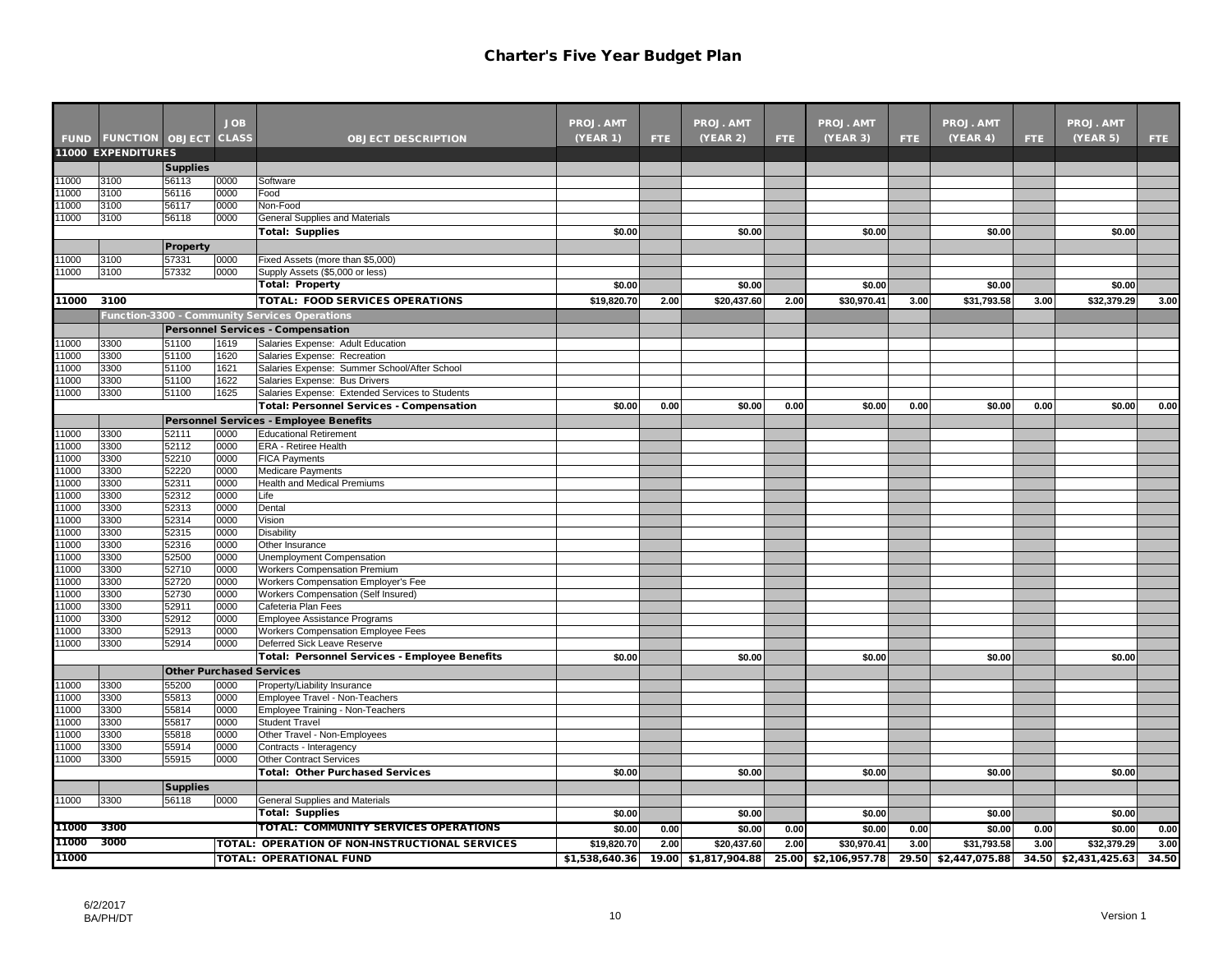## Charter's Five Year Budget Plan

| FUND | FUNCTION | OBJECT | JOB CLASS | OBJECT DESCRIPTION | PROJ. AMT (YEAR 1) | FTE | PROJ. AMT (YEAR 2) | FTE | PROJ. AMT (YEAR 3) | FTE | PROJ. AMT (YEAR 4) | FTE | PROJ. AMT (YEAR 5) | FTE |
|---|---|---|---|---|---|---|---|---|---|---|---|---|---|---|
| **11000 EXPENDITURES** | | | | | | | | | | | | | | |
| | | **Supplies** | | | | | | | | | | | | |
| 11000 | 3100 | 56113 | 0000 | Software | | | | | | | | | | |
| 11000 | 3100 | 56116 | 0000 | Food | | | | | | | | | | |
| 11000 | 3100 | 56117 | 0000 | Non-Food | | | | | | | | | | |
| 11000 | 3100 | 56118 | 0000 | General Supplies and Materials | | | | | | | | | | |
| | | | | **Total: Supplies** | $0.00 | | $0.00 | | $0.00 | | $0.00 | | $0.00 | |
| | | **Property** | | | | | | | | | | | | |
| 11000 | 3100 | 57331 | 0000 | Fixed Assets (more than $5,000) | | | | | | | | | | |
| 11000 | 3100 | 57332 | 0000 | Supply Assets ($5,000 or less) | | | | | | | | | | |
| | | | | **Total: Property** | $0.00 | | $0.00 | | $0.00 | | $0.00 | | $0.00 | |
| **11000** | **3100** | | | **TOTAL: FOOD SERVICES OPERATIONS** | $19,820.70 | 2.00 | $20,437.60 | 2.00 | $30,970.41 | 3.00 | $31,793.58 | 3.00 | $32,379.29 | 3.00 |
| | **Function-3300 - Community Services Operations** | | | | | | | | | | | | | |
| | | **Personnel Services - Compensation** | | | | | | | | | | | | |
| 11000 | 3300 | 51100 | 1619 | Salaries Expense: Adult Education | | | | | | | | | | |
| 11000 | 3300 | 51100 | 1620 | Salaries Expense: Recreation | | | | | | | | | | |
| 11000 | 3300 | 51100 | 1621 | Salaries Expense: Summer School/After School | | | | | | | | | | |
| 11000 | 3300 | 51100 | 1622 | Salaries Expense: Bus Drivers | | | | | | | | | | |
| 11000 | 3300 | 51100 | 1625 | Salaries Expense: Extended Services to Students | | | | | | | | | | |
| | | | | **Total: Personnel Services - Compensation** | $0.00 | 0.00 | $0.00 | 0.00 | $0.00 | 0.00 | $0.00 | 0.00 | $0.00 | 0.00 |
| | | **Personnel Services - Employee Benefits** | | | | | | | | | | | | |
| 11000 | 3300 | 52111 | 0000 | Educational Retirement | | | | | | | | | | |
| 11000 | 3300 | 52112 | 0000 | ERA - Retiree Health | | | | | | | | | | |
| 11000 | 3300 | 52210 | 0000 | FICA Payments | | | | | | | | | | |
| 11000 | 3300 | 52220 | 0000 | Medicare Payments | | | | | | | | | | |
| 11000 | 3300 | 52311 | 0000 | Health and Medical Premiums | | | | | | | | | | |
| 11000 | 3300 | 52312 | 0000 | Life | | | | | | | | | | |
| 11000 | 3300 | 52313 | 0000 | Dental | | | | | | | | | | |
| 11000 | 3300 | 52314 | 0000 | Vision | | | | | | | | | | |
| 11000 | 3300 | 52315 | 0000 | Disability | | | | | | | | | | |
| 11000 | 3300 | 52316 | 0000 | Other Insurance | | | | | | | | | | |
| 11000 | 3300 | 52500 | 0000 | Unemployment Compensation | | | | | | | | | | |
| 11000 | 3300 | 52710 | 0000 | Workers Compensation Premium | | | | | | | | | | |
| 11000 | 3300 | 52720 | 0000 | Workers Compensation Employer's Fee | | | | | | | | | | |
| 11000 | 3300 | 52730 | 0000 | Workers Compensation (Self Insured) | | | | | | | | | | |
| 11000 | 3300 | 52911 | 0000 | Cafeteria Plan Fees | | | | | | | | | | |
| 11000 | 3300 | 52912 | 0000 | Employee Assistance Programs | | | | | | | | | | |
| 11000 | 3300 | 52913 | 0000 | Workers Compensation Employee Fees | | | | | | | | | | |
| 11000 | 3300 | 52914 | 0000 | Deferred Sick Leave Reserve | | | | | | | | | | |
| | | | | **Total: Personnel Services - Employee Benefits** | $0.00 | | $0.00 | | $0.00 | | $0.00 | | $0.00 | |
| | | **Other Purchased Services** | | | | | | | | | | | | |
| 11000 | 3300 | 55200 | 0000 | Property/Liability Insurance | | | | | | | | | | |
| 11000 | 3300 | 55813 | 0000 | Employee Travel - Non-Teachers | | | | | | | | | | |
| 11000 | 3300 | 55814 | 0000 | Employee Training - Non-Teachers | | | | | | | | | | |
| 11000 | 3300 | 55817 | 0000 | Student Travel | | | | | | | | | | |
| 11000 | 3300 | 55818 | 0000 | Other Travel - Non-Employees | | | | | | | | | | |
| 11000 | 3300 | 55914 | 0000 | Contracts - Interagency | | | | | | | | | | |
| 11000 | 3300 | 55915 | 0000 | Other Contract Services | | | | | | | | | | |
| | | | | **Total: Other Purchased Services** | $0.00 | | $0.00 | | $0.00 | | $0.00 | | $0.00 | |
| | | **Supplies** | | | | | | | | | | | | |
| 11000 | 3300 | 56118 | 0000 | General Supplies and Materials | | | | | | | | | | |
| | | | | **Total: Supplies** | $0.00 | | $0.00 | | $0.00 | | $0.00 | | $0.00 | |
| **11000** | **3300** | | | **TOTAL: COMMUNITY SERVICES OPERATIONS** | $0.00 | 0.00 | $0.00 | 0.00 | $0.00 | 0.00 | $0.00 | 0.00 | $0.00 | 0.00 |
| **11000** | **3000** | | | **TOTAL: OPERATION OF NON-INSTRUCTIONAL SERVICES** | $19,820.70 | 2.00 | $20,437.60 | 2.00 | $30,970.41 | 3.00 | $31,793.58 | 3.00 | $32,379.29 | 3.00 |
| **11000** | | | | **TOTAL: OPERATIONAL FUND** | $1,538,640.36 | 19.00 | $1,817,904.88 | 25.00 | $2,106,957.78 | 29.50 | $2,447,075.88 | 34.50 | $2,431,425.63 | 34.50 |

6/2/2017
BA/PH/DT

Version 1